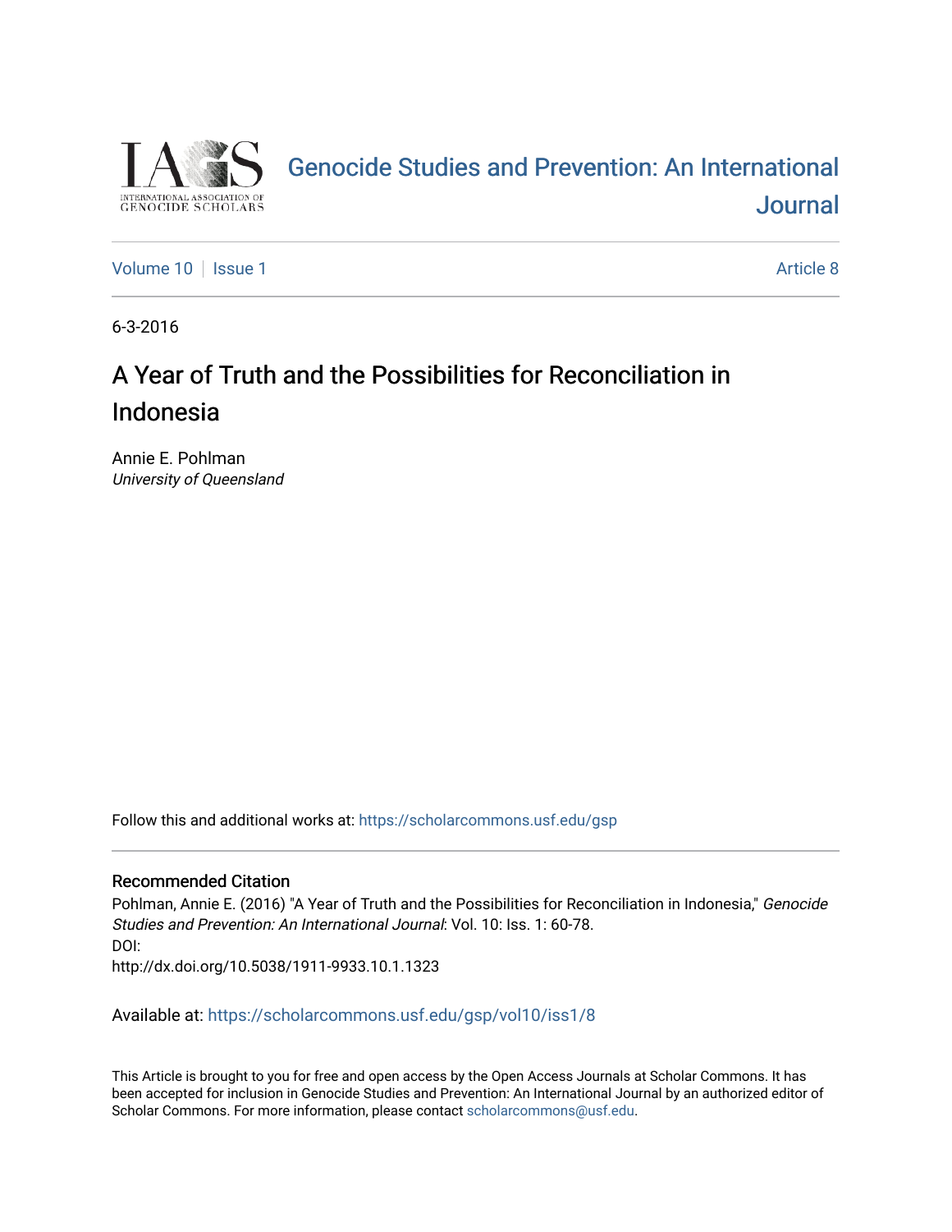# Genocide Studies and Prevention: An International Journal

Volume 10 | Issue 1 | Article 8

6-3-2016

## A Year of Truth and the Possibilities for Reconciliation in Indonesia

Annie E. Pohlman
*University of Queensland*

Follow this and additional works at: https://scholarcommons.usf.edu/gsp

### Recommended Citation

Pohlman, Annie E. (2016) "A Year of Truth and the Possibilities for Reconciliation in Indonesia," *Genocide Studies and Prevention: An International Journal*: Vol. 10: Iss. 1: 60-78.
DOI:
http://dx.doi.org/10.5038/1911-9933.10.1.1323

Available at: https://scholarcommons.usf.edu/gsp/vol10/iss1/8

This Article is brought to you for free and open access by the Open Access Journals at Scholar Commons. It has been accepted for inclusion in Genocide Studies and Prevention: An International Journal by an authorized editor of Scholar Commons. For more information, please contact scholarcommons@usf.edu.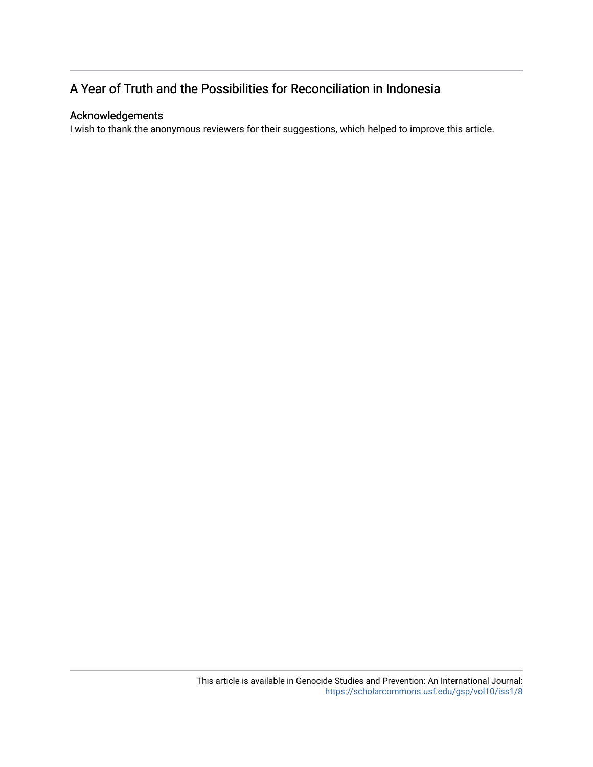## A Year of Truth and the Possibilities for Reconciliation in Indonesia

### Acknowledgements

I wish to thank the anonymous reviewers for their suggestions, which helped to improve this article.

This article is available in Genocide Studies and Prevention: An International Journal: https://scholarcommons.usf.edu/gsp/vol10/iss1/8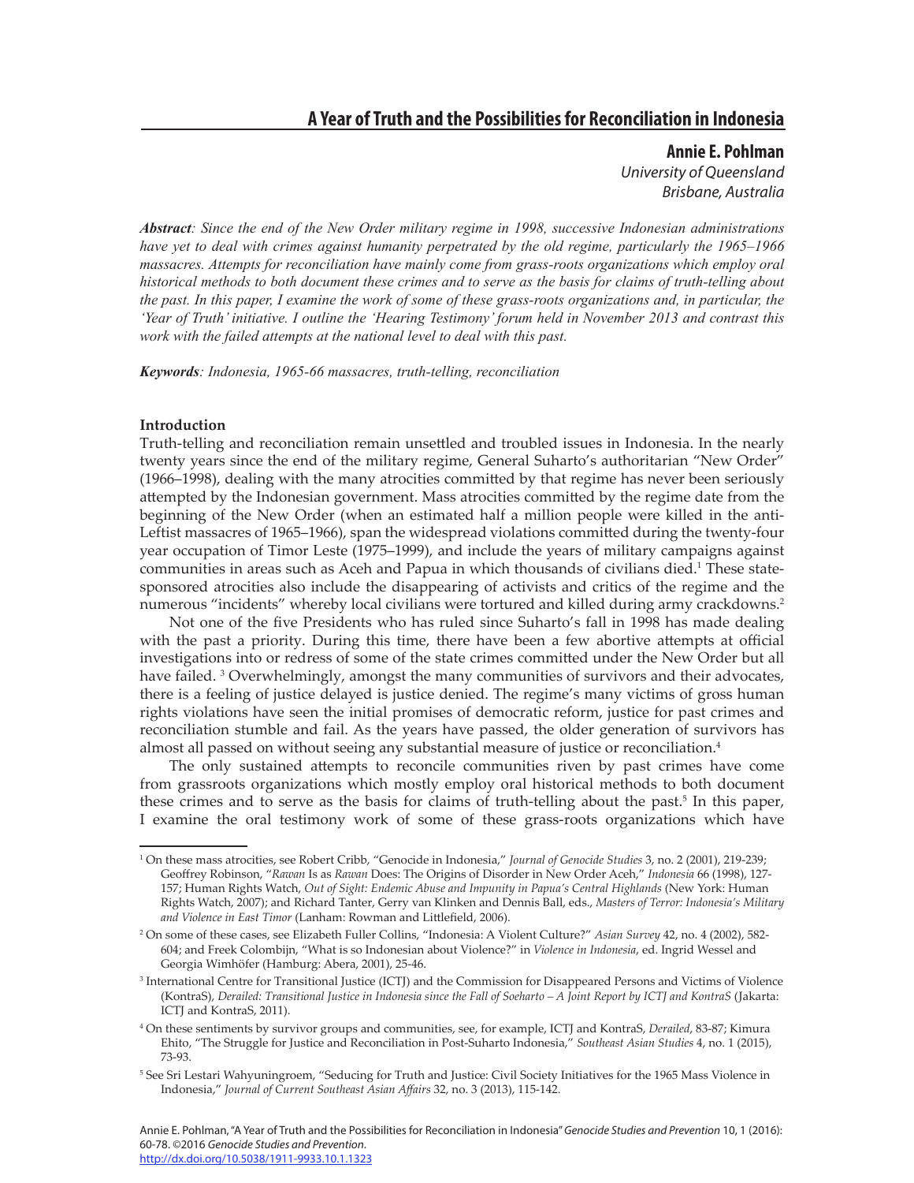## A Year of Truth and the Possibilities for Reconciliation in Indonesia

**Annie E. Pohlman**
*University of Queensland*
*Brisbane, Australia*

***Abstract**: Since the end of the New Order military regime in 1998, successive Indonesian administrations have yet to deal with crimes against humanity perpetrated by the old regime, particularly the 1965–1966 massacres. Attempts for reconciliation have mainly come from grass-roots organizations which employ oral historical methods to both document these crimes and to serve as the basis for claims of truth-telling about the past. In this paper, I examine the work of some of these grass-roots organizations and, in particular, the 'Year of Truth' initiative. I outline the 'Hearing Testimony' forum held in November 2013 and contrast this work with the failed attempts at the national level to deal with this past.*

***Keywords**: Indonesia, 1965-66 massacres, truth-telling, reconciliation*

**Introduction**

Truth-telling and reconciliation remain unsettled and troubled issues in Indonesia. In the nearly twenty years since the end of the military regime, General Suharto's authoritarian "New Order" (1966–1998), dealing with the many atrocities committed by that regime has never been seriously attempted by the Indonesian government. Mass atrocities committed by the regime date from the beginning of the New Order (when an estimated half a million people were killed in the anti-Leftist massacres of 1965–1966), span the widespread violations committed during the twenty-four year occupation of Timor Leste (1975–1999), and include the years of military campaigns against communities in areas such as Aceh and Papua in which thousands of civilians died.[1] These state-sponsored atrocities also include the disappearing of activists and critics of the regime and the numerous "incidents" whereby local civilians were tortured and killed during army crackdowns.[2]

Not one of the five Presidents who has ruled since Suharto's fall in 1998 has made dealing with the past a priority. During this time, there have been a few abortive attempts at official investigations into or redress of some of the state crimes committed under the New Order but all have failed. [3] Overwhelmingly, amongst the many communities of survivors and their advocates, there is a feeling of justice delayed is justice denied. The regime's many victims of gross human rights violations have seen the initial promises of democratic reform, justice for past crimes and reconciliation stumble and fail. As the years have passed, the older generation of survivors has almost all passed on without seeing any substantial measure of justice or reconciliation.[4]

The only sustained attempts to reconcile communities riven by past crimes have come from grassroots organizations which mostly employ oral historical methods to both document these crimes and to serve as the basis for claims of truth-telling about the past.[5] In this paper, I examine the oral testimony work of some of these grass-roots organizations which have

---

[1] On these mass atrocities, see Robert Cribb, "Genocide in Indonesia," *Journal of Genocide Studies* 3, no. 2 (2001), 219-239; Geoffrey Robinson, "*Rawan* Is as *Rawan* Does: The Origins of Disorder in New Order Aceh," *Indonesia* 66 (1998), 127-157; Human Rights Watch, *Out of Sight: Endemic Abuse and Impunity in Papua's Central Highlands* (New York: Human Rights Watch, 2007); and Richard Tanter, Gerry van Klinken and Dennis Ball, eds., *Masters of Terror: Indonesia's Military and Violence in East Timor* (Lanham: Rowman and Littlefield, 2006).

[2] On some of these cases, see Elizabeth Fuller Collins, "Indonesia: A Violent Culture?" *Asian Survey* 42, no. 4 (2002), 582-604; and Freek Colombijn, "What is so Indonesian about Violence?" in *Violence in Indonesia*, ed. Ingrid Wessel and Georgia Wimhöfer (Hamburg: Abera, 2001), 25-46.

[3] International Centre for Transitional Justice (ICTJ) and the Commission for Disappeared Persons and Victims of Violence (KontraS), *Derailed: Transitional Justice in Indonesia since the Fall of Soeharto – A Joint Report by ICTJ and KontraS* (Jakarta: ICTJ and KontraS, 2011).

[4] On these sentiments by survivor groups and communities, see, for example, ICTJ and KontraS, *Derailed*, 83-87; Kimura Ehito, "The Struggle for Justice and Reconciliation in Post-Suharto Indonesia," *Southeast Asian Studies* 4, no. 1 (2015), 73-93.

[5] See Sri Lestari Wahyuningroem, "Seducing for Truth and Justice: Civil Society Initiatives for the 1965 Mass Violence in Indonesia," *Journal of Current Southeast Asian Affairs* 32, no. 3 (2013), 115-142.

Annie E. Pohlman, "A Year of Truth and the Possibilities for Reconciliation in Indonesia" *Genocide Studies and Prevention* 10, 1 (2016): 60-78. ©2016 *Genocide Studies and Prevention*.
http://dx.doi.org/10.5038/1911-9933.10.1.1323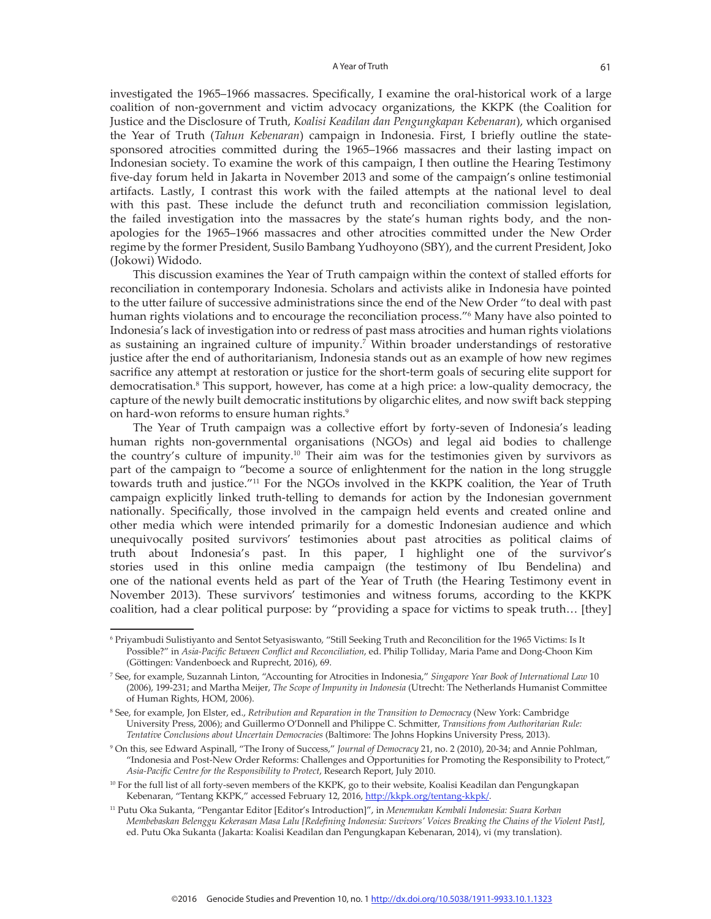investigated the 1965–1966 massacres. Specifically, I examine the oral-historical work of a large coalition of non-government and victim advocacy organizations, the KKPK (the Coalition for Justice and the Disclosure of Truth, *Koalisi Keadilan dan Pengungkapan Kebenaran*), which organised the Year of Truth (*Tahun Kebenaran*) campaign in Indonesia. First, I briefly outline the state-sponsored atrocities committed during the 1965–1966 massacres and their lasting impact on Indonesian society. To examine the work of this campaign, I then outline the Hearing Testimony five-day forum held in Jakarta in November 2013 and some of the campaign's online testimonial artifacts. Lastly, I contrast this work with the failed attempts at the national level to deal with this past. These include the defunct truth and reconciliation commission legislation, the failed investigation into the massacres by the state's human rights body, and the non-apologies for the 1965–1966 massacres and other atrocities committed under the New Order regime by the former President, Susilo Bambang Yudhoyono (SBY), and the current President, Joko (Jokowi) Widodo.

This discussion examines the Year of Truth campaign within the context of stalled efforts for reconciliation in contemporary Indonesia. Scholars and activists alike in Indonesia have pointed to the utter failure of successive administrations since the end of the New Order "to deal with past human rights violations and to encourage the reconciliation process."[6] Many have also pointed to Indonesia's lack of investigation into or redress of past mass atrocities and human rights violations as sustaining an ingrained culture of impunity.[7] Within broader understandings of restorative justice after the end of authoritarianism, Indonesia stands out as an example of how new regimes sacrifice any attempt at restoration or justice for the short-term goals of securing elite support for democratisation.[8] This support, however, has come at a high price: a low-quality democracy, the capture of the newly built democratic institutions by oligarchic elites, and now swift back stepping on hard-won reforms to ensure human rights.[9]

The Year of Truth campaign was a collective effort by forty-seven of Indonesia's leading human rights non-governmental organisations (NGOs) and legal aid bodies to challenge the country's culture of impunity.[10] Their aim was for the testimonies given by survivors as part of the campaign to "become a source of enlightenment for the nation in the long struggle towards truth and justice."[11] For the NGOs involved in the KKPK coalition, the Year of Truth campaign explicitly linked truth-telling to demands for action by the Indonesian government nationally. Specifically, those involved in the campaign held events and created online and other media which were intended primarily for a domestic Indonesian audience and which unequivocally posited survivors' testimonies about past atrocities as political claims of truth about Indonesia's past. In this paper, I highlight one of the survivor's stories used in this online media campaign (the testimony of Ibu Bendelina) and one of the national events held as part of the Year of Truth (the Hearing Testimony event in November 2013). These survivors' testimonies and witness forums, according to the KKPK coalition, had a clear political purpose: by "providing a space for victims to speak truth… [they]

---

[6] Priyambudi Sulistiyanto and Sentot Setyasiswanto, "Still Seeking Truth and Reconcilition for the 1965 Victims: Is It Possible?" in *Asia-Pacific Between Conflict and Reconciliation*, ed. Philip Tolliday, Maria Pame and Dong-Choon Kim (Göttingen: Vandenboeck and Ruprecht, 2016), 69.

[7] See, for example, Suzannah Linton, "Accounting for Atrocities in Indonesia," *Singapore Year Book of International Law* 10 (2006), 199-231; and Martha Meijer, *The Scope of Impunity in Indonesia* (Utrecht: The Netherlands Humanist Committee of Human Rights, HOM, 2006).

[8] See, for example, Jon Elster, ed., *Retribution and Reparation in the Transition to Democracy* (New York: Cambridge University Press, 2006); and Guillermo O'Donnell and Philippe C. Schmitter, *Transitions from Authoritarian Rule: Tentative Conclusions about Uncertain Democracies* (Baltimore: The Johns Hopkins University Press, 2013).

[9] On this, see Edward Aspinall, "The Irony of Success," *Journal of Democracy* 21, no. 2 (2010), 20-34; and Annie Pohlman, "Indonesia and Post-New Order Reforms: Challenges and Opportunities for Promoting the Responsibility to Protect," *Asia-Pacific Centre for the Responsibility to Protect*, Research Report, July 2010.

[10] For the full list of all forty-seven members of the KKPK, go to their website, Koalisi Keadilan dan Pengungkapan Kebenaran, "Tentang KKPK," accessed February 12, 2016, http://kkpk.org/tentang-kkpk/.

[11] Putu Oka Sukanta, "Pengantar Editor [Editor's Introduction]", in *Menemukan Kembali Indonesia: Suara Korban Membebaskan Belenggu Kekerasan Masa Lalu [Redefining Indonesia: Suvivors' Voices Breaking the Chains of the Violent Past]*, ed. Putu Oka Sukanta (Jakarta: Koalisi Keadilan dan Pengungkapan Kebenaran, 2014), vi (my translation).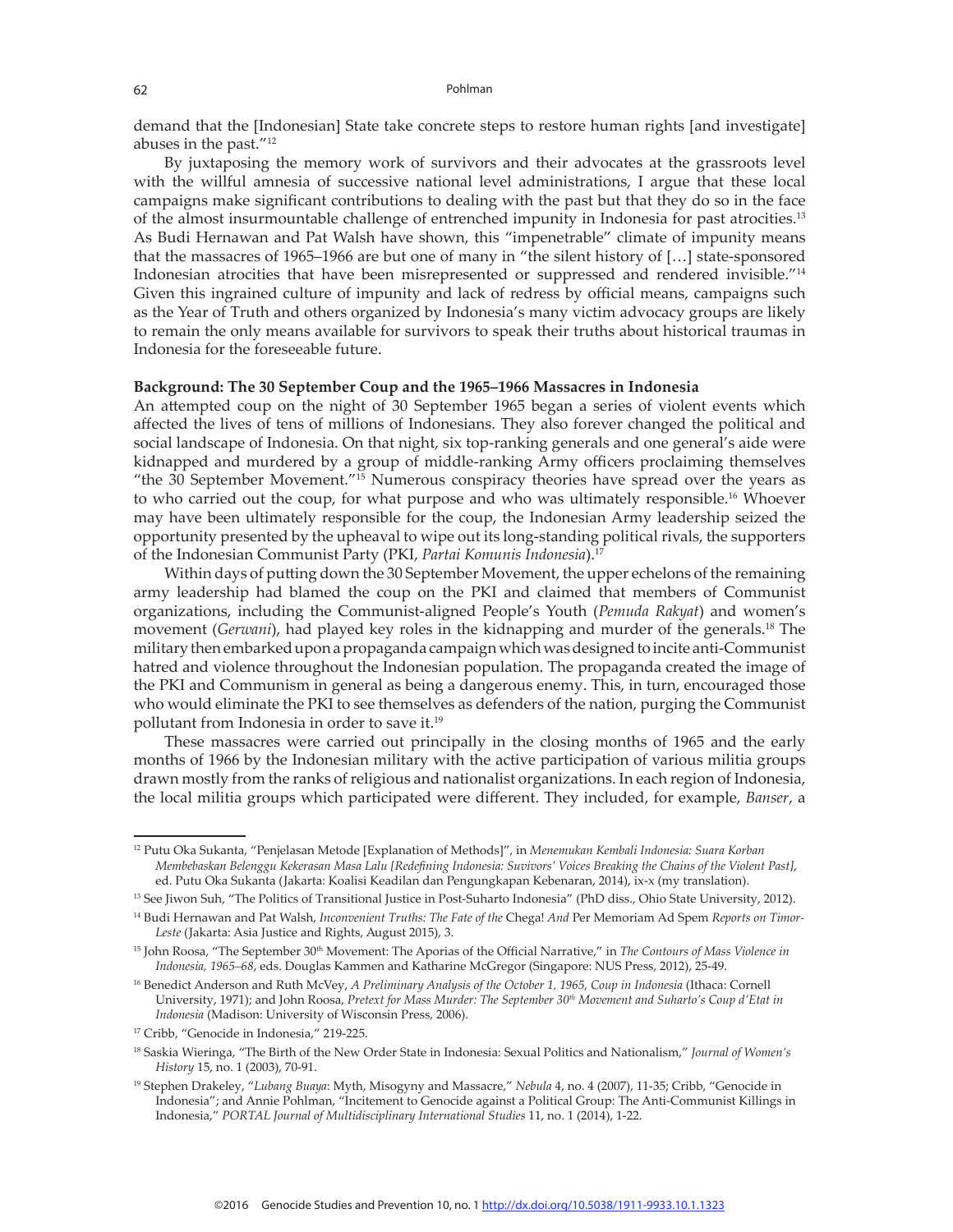demand that the [Indonesian] State take concrete steps to restore human rights [and investigate] abuses in the past."[12]

By juxtaposing the memory work of survivors and their advocates at the grassroots level with the willful amnesia of successive national level administrations, I argue that these local campaigns make significant contributions to dealing with the past but that they do so in the face of the almost insurmountable challenge of entrenched impunity in Indonesia for past atrocities.[13] As Budi Hernawan and Pat Walsh have shown, this "impenetrable" climate of impunity means that the massacres of 1965–1966 are but one of many in "the silent history of […] state-sponsored Indonesian atrocities that have been misrepresented or suppressed and rendered invisible."[14] Given this ingrained culture of impunity and lack of redress by official means, campaigns such as the Year of Truth and others organized by Indonesia's many victim advocacy groups are likely to remain the only means available for survivors to speak their truths about historical traumas in Indonesia for the foreseeable future.

**Background: The 30 September Coup and the 1965–1966 Massacres in Indonesia**

An attempted coup on the night of 30 September 1965 began a series of violent events which affected the lives of tens of millions of Indonesians. They also forever changed the political and social landscape of Indonesia. On that night, six top-ranking generals and one general's aide were kidnapped and murdered by a group of middle-ranking Army officers proclaiming themselves "the 30 September Movement."[15] Numerous conspiracy theories have spread over the years as to who carried out the coup, for what purpose and who was ultimately responsible.[16] Whoever may have been ultimately responsible for the coup, the Indonesian Army leadership seized the opportunity presented by the upheaval to wipe out its long-standing political rivals, the supporters of the Indonesian Communist Party (PKI, *Partai Komunis Indonesia*).[17]

Within days of putting down the 30 September Movement, the upper echelons of the remaining army leadership had blamed the coup on the PKI and claimed that members of Communist organizations, including the Communist-aligned People's Youth (*Pemuda Rakyat*) and women's movement (*Gerwani*), had played key roles in the kidnapping and murder of the generals.[18] The military then embarked upon a propaganda campaign which was designed to incite anti-Communist hatred and violence throughout the Indonesian population. The propaganda created the image of the PKI and Communism in general as being a dangerous enemy. This, in turn, encouraged those who would eliminate the PKI to see themselves as defenders of the nation, purging the Communist pollutant from Indonesia in order to save it.[19]

These massacres were carried out principally in the closing months of 1965 and the early months of 1966 by the Indonesian military with the active participation of various militia groups drawn mostly from the ranks of religious and nationalist organizations. In each region of Indonesia, the local militia groups which participated were different. They included, for example, *Banser*, a

---

[12] Putu Oka Sukanta, "Penjelasan Metode [Explanation of Methods]", in *Menemukan Kembali Indonesia: Suara Korban Membebaskan Belenggu Kekerasan Masa Lalu [Redefining Indonesia: Suvivors' Voices Breaking the Chains of the Violent Past]*, ed. Putu Oka Sukanta (Jakarta: Koalisi Keadilan dan Pengungkapan Kebenaran, 2014), ix-x (my translation).

[13] See Jiwon Suh, "The Politics of Transitional Justice in Post-Suharto Indonesia" (PhD diss., Ohio State University, 2012).

[14] Budi Hernawan and Pat Walsh, *Inconvenient Truths: The Fate of the* Chega! *And* Per Memoriam Ad Spem *Reports on Timor-Leste* (Jakarta: Asia Justice and Rights, August 2015), 3.

[15] John Roosa, "The September 30th Movement: The Aporias of the Official Narrative," in *The Contours of Mass Violence in Indonesia, 1965–68*, eds. Douglas Kammen and Katharine McGregor (Singapore: NUS Press, 2012), 25-49.

[16] Benedict Anderson and Ruth McVey, *A Preliminary Analysis of the October 1, 1965, Coup in Indonesia* (Ithaca: Cornell University, 1971); and John Roosa, *Pretext for Mass Murder: The September 30th Movement and Suharto's Coup d'Etat in Indonesia* (Madison: University of Wisconsin Press, 2006).

[17] Cribb, "Genocide in Indonesia," 219-225.

[18] Saskia Wieringa, "The Birth of the New Order State in Indonesia: Sexual Politics and Nationalism," *Journal of Women's History* 15, no. 1 (2003), 70-91.

[19] Stephen Drakeley, "*Lubang Buaya*: Myth, Misogyny and Massacre," *Nebula* 4, no. 4 (2007), 11-35; Cribb, "Genocide in Indonesia"; and Annie Pohlman, "Incitement to Genocide against a Political Group: The Anti-Communist Killings in Indonesia," *PORTAL Journal of Multidisciplinary International Studies* 11, no. 1 (2014), 1-22.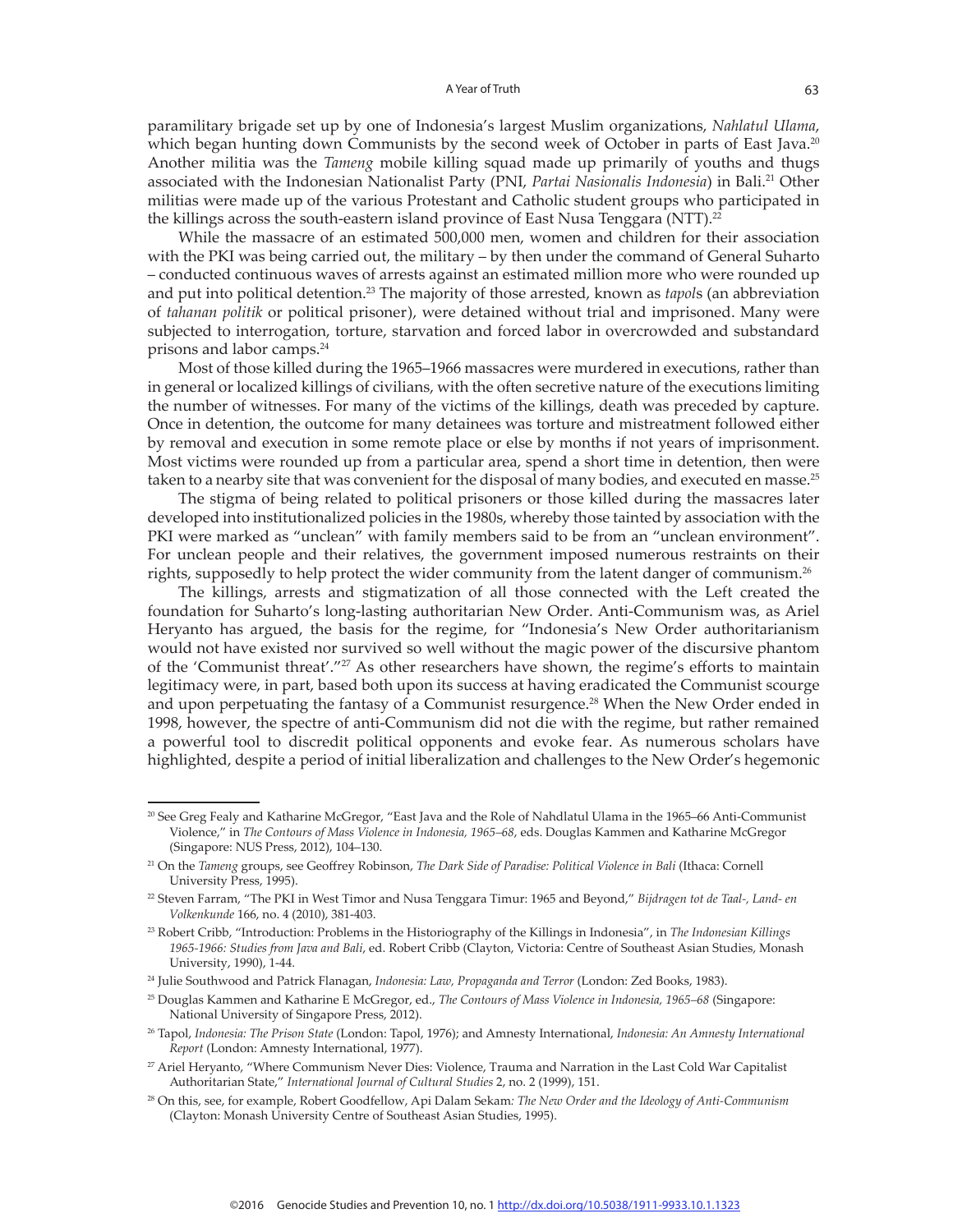paramilitary brigade set up by one of Indonesia's largest Muslim organizations, *Nahlatul Ulama*, which began hunting down Communists by the second week of October in parts of East Java.[20] Another militia was the *Tameng* mobile killing squad made up primarily of youths and thugs associated with the Indonesian Nationalist Party (PNI, *Partai Nasionalis Indonesia*) in Bali.[21] Other militias were made up of the various Protestant and Catholic student groups who participated in the killings across the south-eastern island province of East Nusa Tenggara (NTT).[22]

While the massacre of an estimated 500,000 men, women and children for their association with the PKI was being carried out, the military – by then under the command of General Suharto – conducted continuous waves of arrests against an estimated million more who were rounded up and put into political detention.[23] The majority of those arrested, known as *tapol*s (an abbreviation of *tahanan politik* or political prisoner), were detained without trial and imprisoned. Many were subjected to interrogation, torture, starvation and forced labor in overcrowded and substandard prisons and labor camps.[24]

Most of those killed during the 1965–1966 massacres were murdered in executions, rather than in general or localized killings of civilians, with the often secretive nature of the executions limiting the number of witnesses. For many of the victims of the killings, death was preceded by capture. Once in detention, the outcome for many detainees was torture and mistreatment followed either by removal and execution in some remote place or else by months if not years of imprisonment. Most victims were rounded up from a particular area, spend a short time in detention, then were taken to a nearby site that was convenient for the disposal of many bodies, and executed en masse.[25]

The stigma of being related to political prisoners or those killed during the massacres later developed into institutionalized policies in the 1980s, whereby those tainted by association with the PKI were marked as "unclean" with family members said to be from an "unclean environment". For unclean people and their relatives, the government imposed numerous restraints on their rights, supposedly to help protect the wider community from the latent danger of communism.[26]

The killings, arrests and stigmatization of all those connected with the Left created the foundation for Suharto's long-lasting authoritarian New Order. Anti-Communism was, as Ariel Heryanto has argued, the basis for the regime, for "Indonesia's New Order authoritarianism would not have existed nor survived so well without the magic power of the discursive phantom of the 'Communist threat'."[27] As other researchers have shown, the regime's efforts to maintain legitimacy were, in part, based both upon its success at having eradicated the Communist scourge and upon perpetuating the fantasy of a Communist resurgence.[28] When the New Order ended in 1998, however, the spectre of anti-Communism did not die with the regime, but rather remained a powerful tool to discredit political opponents and evoke fear. As numerous scholars have highlighted, despite a period of initial liberalization and challenges to the New Order's hegemonic

---

[20] See Greg Fealy and Katharine McGregor, "East Java and the Role of Nahdlatul Ulama in the 1965–66 Anti-Communist Violence," in *The Contours of Mass Violence in Indonesia, 1965–68*, eds. Douglas Kammen and Katharine McGregor (Singapore: NUS Press, 2012), 104–130.

[21] On the *Tameng* groups, see Geoffrey Robinson, *The Dark Side of Paradise: Political Violence in Bali* (Ithaca: Cornell University Press, 1995).

[22] Steven Farram, "The PKI in West Timor and Nusa Tenggara Timur: 1965 and Beyond," *Bijdragen tot de Taal-, Land- en Volkenkunde* 166, no. 4 (2010), 381-403.

[23] Robert Cribb, "Introduction: Problems in the Historiography of the Killings in Indonesia", in *The Indonesian Killings 1965-1966: Studies from Java and Bali*, ed. Robert Cribb (Clayton, Victoria: Centre of Southeast Asian Studies, Monash University, 1990), 1-44.

[24] Julie Southwood and Patrick Flanagan, *Indonesia: Law, Propaganda and Terror* (London: Zed Books, 1983).

[25] Douglas Kammen and Katharine E McGregor, ed., *The Contours of Mass Violence in Indonesia, 1965–68* (Singapore: National University of Singapore Press, 2012).

[26] Tapol, *Indonesia: The Prison State* (London: Tapol, 1976); and Amnesty International, *Indonesia: An Amnesty International Report* (London: Amnesty International, 1977).

[27] Ariel Heryanto, "Where Communism Never Dies: Violence, Trauma and Narration in the Last Cold War Capitalist Authoritarian State," *International Journal of Cultural Studies* 2, no. 2 (1999), 151.

[28] On this, see, for example, Robert Goodfellow, Api Dalam Sekam*: The New Order and the Ideology of Anti-Communism* (Clayton: Monash University Centre of Southeast Asian Studies, 1995).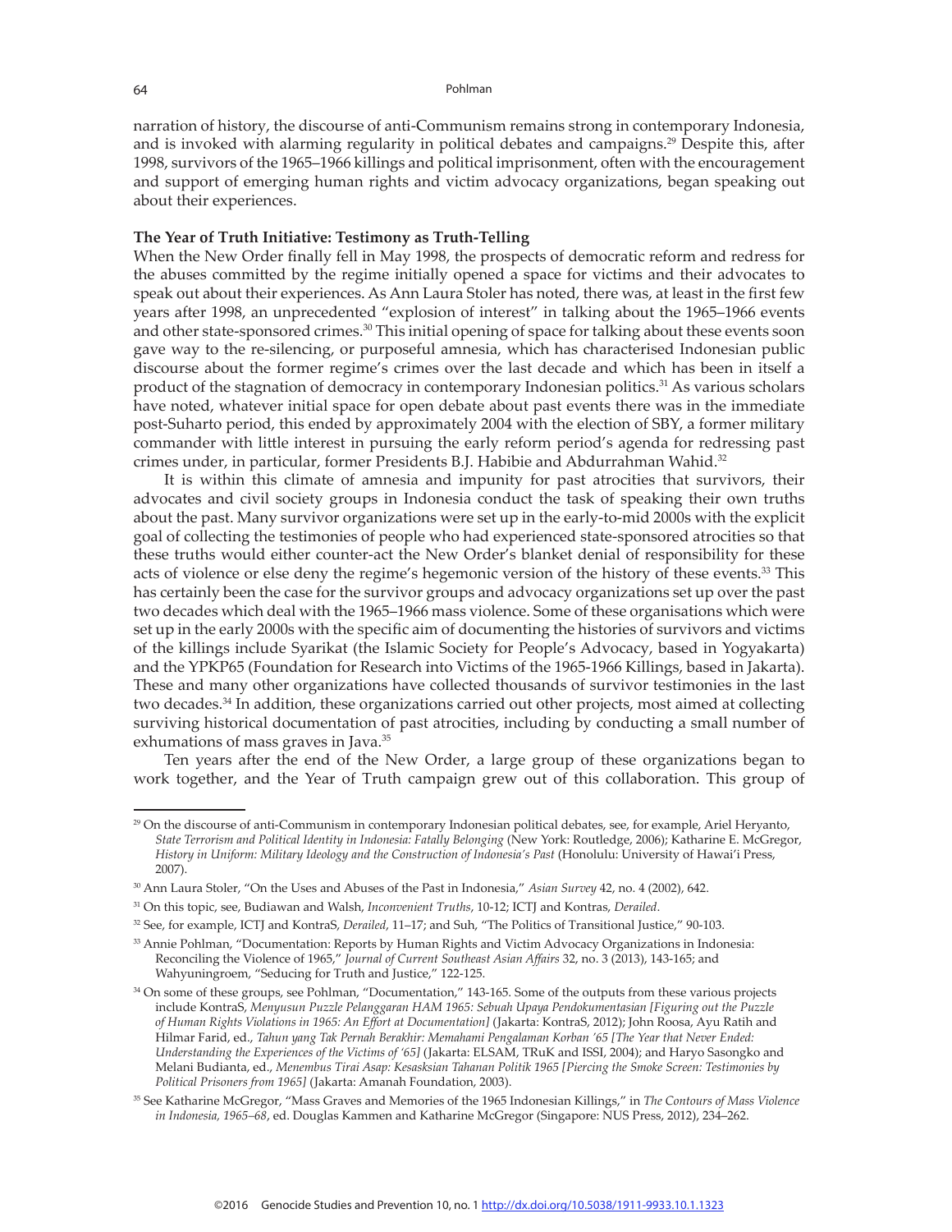narration of history, the discourse of anti-Communism remains strong in contemporary Indonesia, and is invoked with alarming regularity in political debates and campaigns.[29] Despite this, after 1998, survivors of the 1965–1966 killings and political imprisonment, often with the encouragement and support of emerging human rights and victim advocacy organizations, began speaking out about their experiences.

**The Year of Truth Initiative: Testimony as Truth-Telling**

When the New Order finally fell in May 1998, the prospects of democratic reform and redress for the abuses committed by the regime initially opened a space for victims and their advocates to speak out about their experiences. As Ann Laura Stoler has noted, there was, at least in the first few years after 1998, an unprecedented "explosion of interest" in talking about the 1965–1966 events and other state-sponsored crimes.[30] This initial opening of space for talking about these events soon gave way to the re-silencing, or purposeful amnesia, which has characterised Indonesian public discourse about the former regime's crimes over the last decade and which has been in itself a product of the stagnation of democracy in contemporary Indonesian politics.[31] As various scholars have noted, whatever initial space for open debate about past events there was in the immediate post-Suharto period, this ended by approximately 2004 with the election of SBY, a former military commander with little interest in pursuing the early reform period's agenda for redressing past crimes under, in particular, former Presidents B.J. Habibie and Abdurrahman Wahid.[32]

It is within this climate of amnesia and impunity for past atrocities that survivors, their advocates and civil society groups in Indonesia conduct the task of speaking their own truths about the past. Many survivor organizations were set up in the early-to-mid 2000s with the explicit goal of collecting the testimonies of people who had experienced state-sponsored atrocities so that these truths would either counter-act the New Order's blanket denial of responsibility for these acts of violence or else deny the regime's hegemonic version of the history of these events.[33] This has certainly been the case for the survivor groups and advocacy organizations set up over the past two decades which deal with the 1965–1966 mass violence. Some of these organisations which were set up in the early 2000s with the specific aim of documenting the histories of survivors and victims of the killings include Syarikat (the Islamic Society for People's Advocacy, based in Yogyakarta) and the YPKP65 (Foundation for Research into Victims of the 1965-1966 Killings, based in Jakarta). These and many other organizations have collected thousands of survivor testimonies in the last two decades.[34] In addition, these organizations carried out other projects, most aimed at collecting surviving historical documentation of past atrocities, including by conducting a small number of exhumations of mass graves in Java.[35]

Ten years after the end of the New Order, a large group of these organizations began to work together, and the Year of Truth campaign grew out of this collaboration. This group of

---

[29] On the discourse of anti-Communism in contemporary Indonesian political debates, see, for example, Ariel Heryanto, *State Terrorism and Political Identity in Indonesia: Fatally Belonging* (New York: Routledge, 2006); Katharine E. McGregor, *History in Uniform: Military Ideology and the Construction of Indonesia's Past* (Honolulu: University of Hawai'i Press, 2007).

[30] Ann Laura Stoler, "On the Uses and Abuses of the Past in Indonesia," *Asian Survey* 42, no. 4 (2002), 642.

[31] On this topic, see, Budiawan and Walsh, *Inconvenient Truths*, 10-12; ICTJ and Kontras, *Derailed*.

[32] See, for example, ICTJ and KontraS, *Derailed*, 11–17; and Suh, "The Politics of Transitional Justice," 90-103.

[33] Annie Pohlman, "Documentation: Reports by Human Rights and Victim Advocacy Organizations in Indonesia: Reconciling the Violence of 1965," *Journal of Current Southeast Asian Affairs* 32, no. 3 (2013), 143-165; and Wahyuningroem, "Seducing for Truth and Justice," 122-125.

[34] On some of these groups, see Pohlman, "Documentation," 143-165. Some of the outputs from these various projects include KontraS, *Menyusun Puzzle Pelanggaran HAM 1965: Sebuah Upaya Pendokumentasian [Figuring out the Puzzle of Human Rights Violations in 1965: An Effort at Documentation]* (Jakarta: KontraS, 2012); John Roosa, Ayu Ratih and Hilmar Farid, ed., *Tahun yang Tak Pernah Berakhir: Memahami Pengalaman Korban '65 [The Year that Never Ended: Understanding the Experiences of the Victims of '65]* (Jakarta: ELSAM, TRuK and ISSI, 2004); and Haryo Sasongko and Melani Budianta, ed., *Menembus Tirai Asap: Kesasksian Tahanan Politik 1965 [Piercing the Smoke Screen: Testimonies by Political Prisoners from 1965]* (Jakarta: Amanah Foundation, 2003).

[35] See Katharine McGregor, "Mass Graves and Memories of the 1965 Indonesian Killings," in *The Contours of Mass Violence in Indonesia, 1965–68*, ed. Douglas Kammen and Katharine McGregor (Singapore: NUS Press, 2012), 234–262.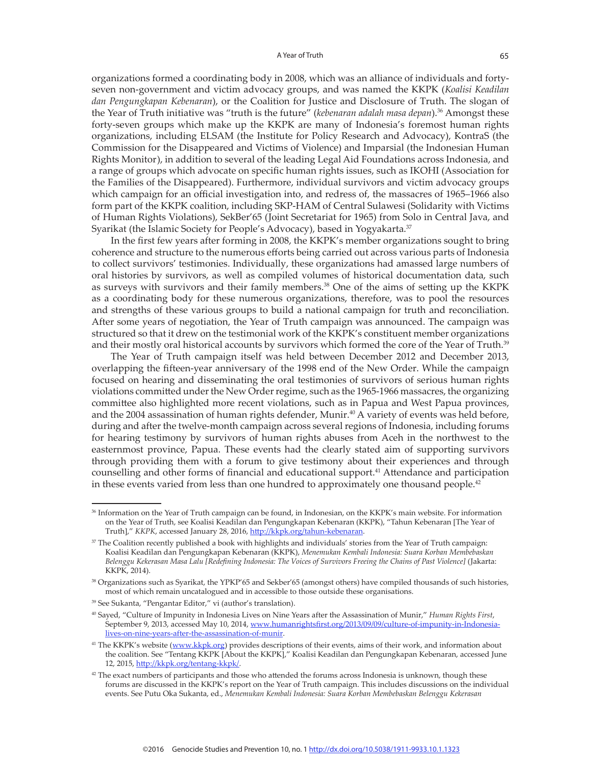organizations formed a coordinating body in 2008, which was an alliance of individuals and forty-seven non-government and victim advocacy groups, and was named the KKPK (*Koalisi Keadilan dan Pengungkapan Kebenaran*), or the Coalition for Justice and Disclosure of Truth. The slogan of the Year of Truth initiative was "truth is the future" (*kebenaran adalah masa depan*).[36] Amongst these forty-seven groups which make up the KKPK are many of Indonesia's foremost human rights organizations, including ELSAM (the Institute for Policy Research and Advocacy), KontraS (the Commission for the Disappeared and Victims of Violence) and Imparsial (the Indonesian Human Rights Monitor), in addition to several of the leading Legal Aid Foundations across Indonesia, and a range of groups which advocate on specific human rights issues, such as IKOHI (Association for the Families of the Disappeared). Furthermore, individual survivors and victim advocacy groups which campaign for an official investigation into, and redress of, the massacres of 1965–1966 also form part of the KKPK coalition, including SKP-HAM of Central Sulawesi (Solidarity with Victims of Human Rights Violations), SekBer'65 (Joint Secretariat for 1965) from Solo in Central Java, and Syarikat (the Islamic Society for People's Advocacy), based in Yogyakarta.[37]

In the first few years after forming in 2008, the KKPK's member organizations sought to bring coherence and structure to the numerous efforts being carried out across various parts of Indonesia to collect survivors' testimonies. Individually, these organizations had amassed large numbers of oral histories by survivors, as well as compiled volumes of historical documentation data, such as surveys with survivors and their family members.[38] One of the aims of setting up the KKPK as a coordinating body for these numerous organizations, therefore, was to pool the resources and strengths of these various groups to build a national campaign for truth and reconciliation. After some years of negotiation, the Year of Truth campaign was announced. The campaign was structured so that it drew on the testimonial work of the KKPK's constituent member organizations and their mostly oral historical accounts by survivors which formed the core of the Year of Truth.[39]

The Year of Truth campaign itself was held between December 2012 and December 2013, overlapping the fifteen-year anniversary of the 1998 end of the New Order. While the campaign focused on hearing and disseminating the oral testimonies of survivors of serious human rights violations committed under the New Order regime, such as the 1965-1966 massacres, the organizing committee also highlighted more recent violations, such as in Papua and West Papua provinces, and the 2004 assassination of human rights defender, Munir.[40] A variety of events was held before, during and after the twelve-month campaign across several regions of Indonesia, including forums for hearing testimony by survivors of human rights abuses from Aceh in the northwest to the easternmost province, Papua. These events had the clearly stated aim of supporting survivors through providing them with a forum to give testimony about their experiences and through counselling and other forms of financial and educational support.[41] Attendance and participation in these events varied from less than one hundred to approximately one thousand people.[42]

---

[36] Information on the Year of Truth campaign can be found, in Indonesian, on the KKPK's main website. For information on the Year of Truth, see Koalisi Keadilan dan Pengungkapan Kebenaran (KKPK), "Tahun Kebenaran [The Year of Truth]," *KKPK*, accessed January 28, 2016, http://kkpk.org/tahun-kebenaran.

[37] The Coalition recently published a book with highlights and individuals' stories from the Year of Truth campaign: Koalisi Keadilan dan Pengungkapan Kebenaran (KKPK), *Menemukan Kembali Indonesia: Suara Korban Membebaskan Belenggu Kekerasan Masa Lalu [Redefining Indonesia: The Voices of Survivors Freeing the Chains of Past Violence]* (Jakarta: KKPK, 2014).

[38] Organizations such as Syarikat, the YPKP'65 and Sekber'65 (amongst others) have compiled thousands of such histories, most of which remain uncatalogued and in accessible to those outside these organisations.

[39] See Sukanta, "Pengantar Editor," vi (author's translation).

[40] Sayed, "Culture of Impunity in Indonesia Lives on Nine Years after the Assassination of Munir," *Human Rights First*, September 9, 2013, accessed May 10, 2014, www.humanrightsfirst.org/2013/09/09/culture-of-impunity-in-Indonesia-lives-on-nine-years-after-the-assassination-of-munir.

[41] The KKPK's website (www.kkpk.org) provides descriptions of their events, aims of their work, and information about the coalition. See "Tentang KKPK [About the KKPK]," Koalisi Keadilan dan Pengungkapan Kebenaran, accessed June 12, 2015, http://kkpk.org/tentang-kkpk/.

[42] The exact numbers of participants and those who attended the forums across Indonesia is unknown, though these forums are discussed in the KKPK's report on the Year of Truth campaign. This includes discussions on the individual events. See Putu Oka Sukanta, ed., *Menemukan Kembali Indonesia: Suara Korban Membebaskan Belenggu Kekerasan*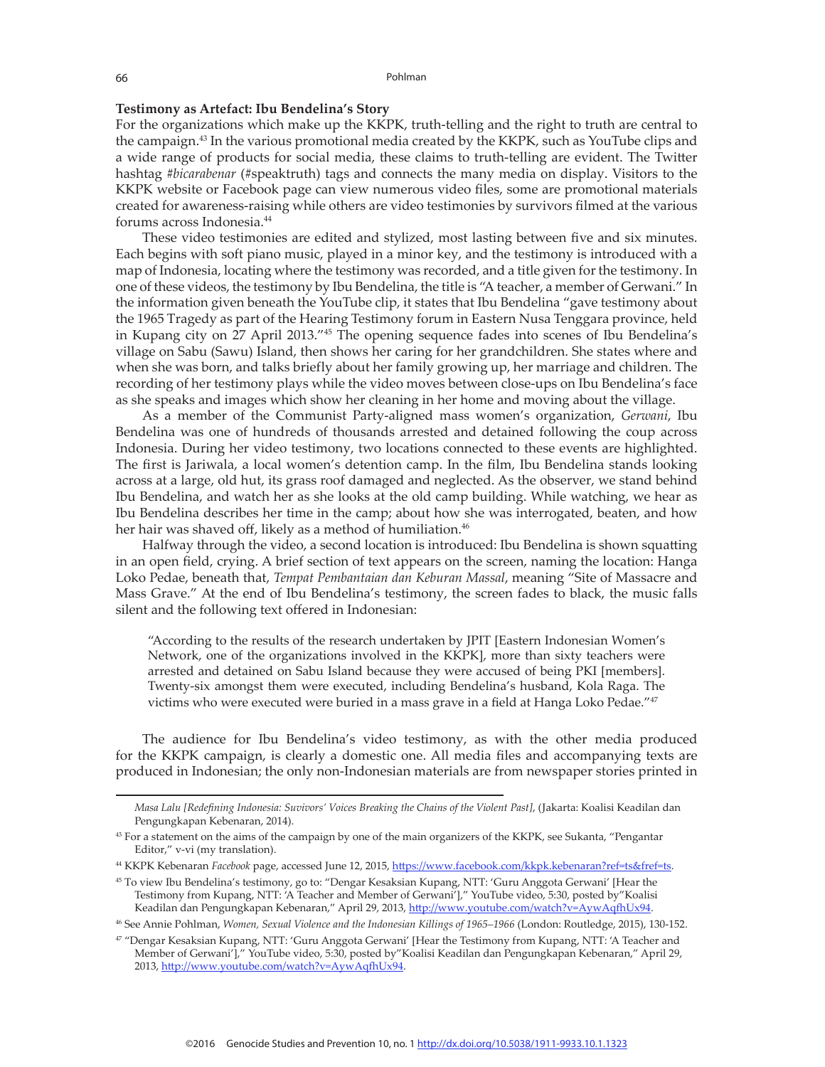**Testimony as Artefact: Ibu Bendelina's Story**

For the organizations which make up the KKPK, truth-telling and the right to truth are central to the campaign.[43] In the various promotional media created by the KKPK, such as YouTube clips and a wide range of products for social media, these claims to truth-telling are evident. The Twitter hashtag *#bicarabenar* (#speaktruth) tags and connects the many media on display. Visitors to the KKPK website or Facebook page can view numerous video files, some are promotional materials created for awareness-raising while others are video testimonies by survivors filmed at the various forums across Indonesia.[44]

These video testimonies are edited and stylized, most lasting between five and six minutes. Each begins with soft piano music, played in a minor key, and the testimony is introduced with a map of Indonesia, locating where the testimony was recorded, and a title given for the testimony. In one of these videos, the testimony by Ibu Bendelina, the title is "A teacher, a member of Gerwani." In the information given beneath the YouTube clip, it states that Ibu Bendelina "gave testimony about the 1965 Tragedy as part of the Hearing Testimony forum in Eastern Nusa Tenggara province, held in Kupang city on 27 April 2013."[45] The opening sequence fades into scenes of Ibu Bendelina's village on Sabu (Sawu) Island, then shows her caring for her grandchildren. She states where and when she was born, and talks briefly about her family growing up, her marriage and children. The recording of her testimony plays while the video moves between close-ups on Ibu Bendelina's face as she speaks and images which show her cleaning in her home and moving about the village.

As a member of the Communist Party-aligned mass women's organization, *Gerwani*, Ibu Bendelina was one of hundreds of thousands arrested and detained following the coup across Indonesia. During her video testimony, two locations connected to these events are highlighted. The first is Jariwala, a local women's detention camp. In the film, Ibu Bendelina stands looking across at a large, old hut, its grass roof damaged and neglected. As the observer, we stand behind Ibu Bendelina, and watch her as she looks at the old camp building. While watching, we hear as Ibu Bendelina describes her time in the camp; about how she was interrogated, beaten, and how her hair was shaved off, likely as a method of humiliation.[46]

Halfway through the video, a second location is introduced: Ibu Bendelina is shown squatting in an open field, crying. A brief section of text appears on the screen, naming the location: Hanga Loko Pedae, beneath that, *Tempat Pembantaian dan Keburan Massal*, meaning "Site of Massacre and Mass Grave." At the end of Ibu Bendelina's testimony, the screen fades to black, the music falls silent and the following text offered in Indonesian:

> "According to the results of the research undertaken by JPIT [Eastern Indonesian Women's Network, one of the organizations involved in the KKPK], more than sixty teachers were arrested and detained on Sabu Island because they were accused of being PKI [members]. Twenty-six amongst them were executed, including Bendelina's husband, Kola Raga. The victims who were executed were buried in a mass grave in a field at Hanga Loko Pedae."[47]

The audience for Ibu Bendelina's video testimony, as with the other media produced for the KKPK campaign, is clearly a domestic one. All media files and accompanying texts are produced in Indonesian; the only non-Indonesian materials are from newspaper stories printed in

---

*Masa Lalu [Redefining Indonesia: Suvivors' Voices Breaking the Chains of the Violent Past]*, (Jakarta: Koalisi Keadilan dan Pengungkapan Kebenaran, 2014).

[43] For a statement on the aims of the campaign by one of the main organizers of the KKPK, see Sukanta, "Pengantar Editor," v-vi (my translation).

[44] KKPK Kebenaran *Facebook* page, accessed June 12, 2015, https://www.facebook.com/kkpk.kebenaran?ref=ts&fref=ts.

[45] To view Ibu Bendelina's testimony, go to: "Dengar Kesaksian Kupang, NTT: 'Guru Anggota Gerwani' [Hear the Testimony from Kupang, NTT: 'A Teacher and Member of Gerwani']," YouTube video, 5:30, posted by"Koalisi Keadilan dan Pengungkapan Kebenaran," April 29, 2013, http://www.youtube.com/watch?v=AywAqfhUx94.

[46] See Annie Pohlman, *Women, Sexual Violence and the Indonesian Killings of 1965–1966* (London: Routledge, 2015), 130-152.

[47] "Dengar Kesaksian Kupang, NTT: 'Guru Anggota Gerwani' [Hear the Testimony from Kupang, NTT: 'A Teacher and Member of Gerwani']," YouTube video, 5:30, posted by"Koalisi Keadilan dan Pengungkapan Kebenaran," April 29, 2013, http://www.youtube.com/watch?v=AywAqfhUx94.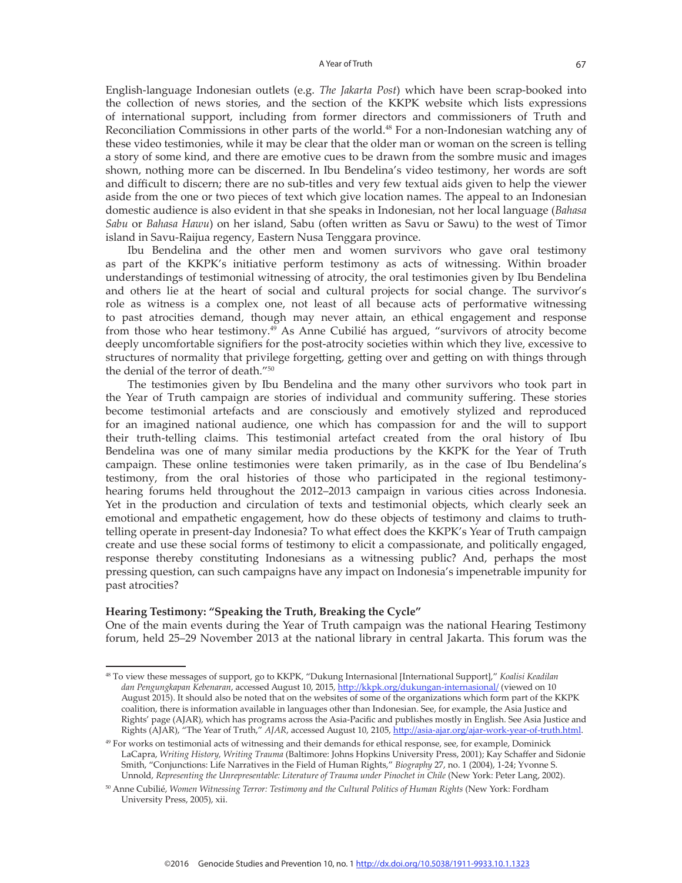English-language Indonesian outlets (e.g. *The Jakarta Post*) which have been scrap-booked into the collection of news stories, and the section of the KKPK website which lists expressions of international support, including from former directors and commissioners of Truth and Reconciliation Commissions in other parts of the world.[48] For a non-Indonesian watching any of these video testimonies, while it may be clear that the older man or woman on the screen is telling a story of some kind, and there are emotive cues to be drawn from the sombre music and images shown, nothing more can be discerned. In Ibu Bendelina's video testimony, her words are soft and difficult to discern; there are no sub-titles and very few textual aids given to help the viewer aside from the one or two pieces of text which give location names. The appeal to an Indonesian domestic audience is also evident in that she speaks in Indonesian, not her local language (*Bahasa Sabu* or *Bahasa Hawu*) on her island, Sabu (often written as Savu or Sawu) to the west of Timor island in Savu-Raijua regency, Eastern Nusa Tenggara province.

Ibu Bendelina and the other men and women survivors who gave oral testimony as part of the KKPK's initiative perform testimony as acts of witnessing. Within broader understandings of testimonial witnessing of atrocity, the oral testimonies given by Ibu Bendelina and others lie at the heart of social and cultural projects for social change. The survivor's role as witness is a complex one, not least of all because acts of performative witnessing to past atrocities demand, though may never attain, an ethical engagement and response from those who hear testimony.[49] As Anne Cubilié has argued, "survivors of atrocity become deeply uncomfortable signifiers for the post-atrocity societies within which they live, excessive to structures of normality that privilege forgetting, getting over and getting on with things through the denial of the terror of death."[50]

The testimonies given by Ibu Bendelina and the many other survivors who took part in the Year of Truth campaign are stories of individual and community suffering. These stories become testimonial artefacts and are consciously and emotively stylized and reproduced for an imagined national audience, one which has compassion for and the will to support their truth-telling claims. This testimonial artefact created from the oral history of Ibu Bendelina was one of many similar media productions by the KKPK for the Year of Truth campaign. These online testimonies were taken primarily, as in the case of Ibu Bendelina's testimony, from the oral histories of those who participated in the regional testimony-hearing forums held throughout the 2012–2013 campaign in various cities across Indonesia. Yet in the production and circulation of texts and testimonial objects, which clearly seek an emotional and empathetic engagement, how do these objects of testimony and claims to truth-telling operate in present-day Indonesia? To what effect does the KKPK's Year of Truth campaign create and use these social forms of testimony to elicit a compassionate, and politically engaged, response thereby constituting Indonesians as a witnessing public? And, perhaps the most pressing question, can such campaigns have any impact on Indonesia's impenetrable impunity for past atrocities?

**Hearing Testimony: "Speaking the Truth, Breaking the Cycle"**

One of the main events during the Year of Truth campaign was the national Hearing Testimony forum, held 25–29 November 2013 at the national library in central Jakarta. This forum was the

---

[48] To view these messages of support, go to KKPK, "Dukung Internasional [International Support]," *Koalisi Keadilan dan Pengungkapan Kebenaran*, accessed August 10, 2015, http://kkpk.org/dukungan-internasional/ (viewed on 10 August 2015). It should also be noted that on the websites of some of the organizations which form part of the KKPK coalition, there is information available in languages other than Indonesian. See, for example, the Asia Justice and Rights' page (AJAR), which has programs across the Asia-Pacific and publishes mostly in English. See Asia Justice and Rights (AJAR), "The Year of Truth," *AJAR*, accessed August 10, 2105, http://asia-ajar.org/ajar-work-year-of-truth.html.

[49] For works on testimonial acts of witnessing and their demands for ethical response, see, for example, Dominick LaCapra, *Writing History, Writing Trauma* (Baltimore: Johns Hopkins University Press, 2001); Kay Schaffer and Sidonie Smith, "Conjunctions: Life Narratives in the Field of Human Rights," *Biography* 27, no. 1 (2004), 1-24; Yvonne S. Unnold, *Representing the Unrepresentable: Literature of Trauma under Pinochet in Chile* (New York: Peter Lang, 2002).

[50] Anne Cubilié, *Women Witnessing Terror: Testimony and the Cultural Politics of Human Rights* (New York: Fordham University Press, 2005), xii.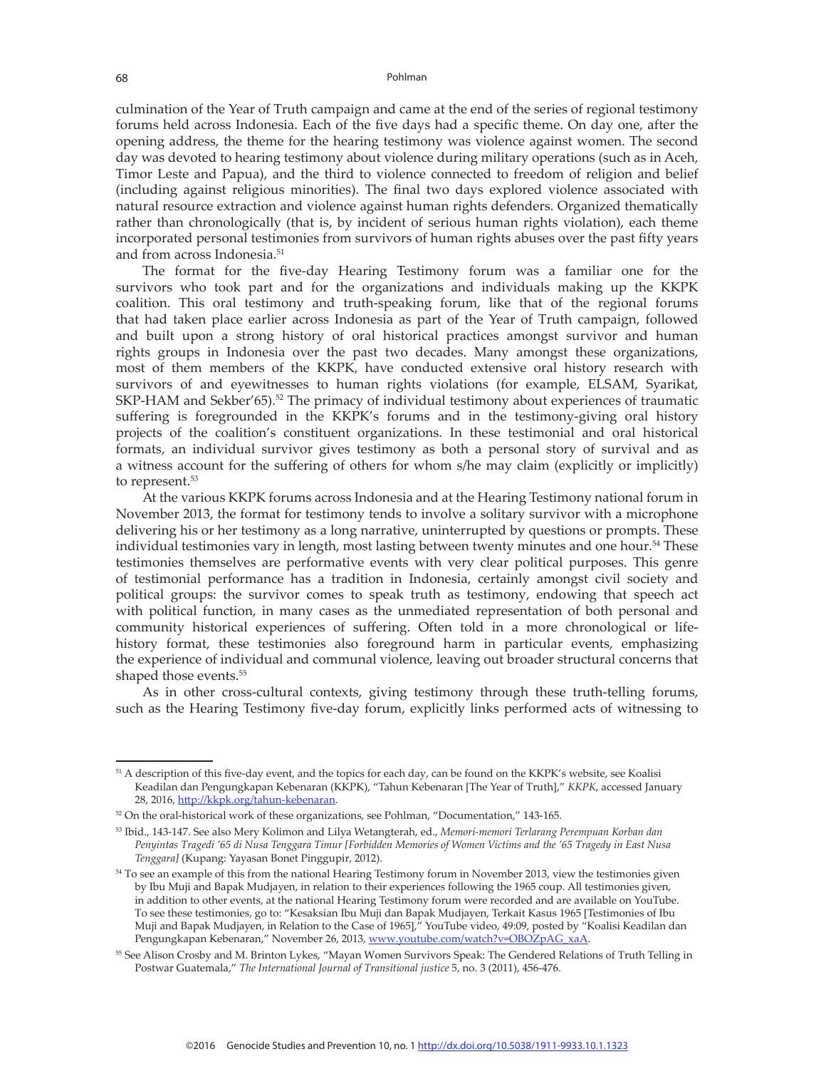culmination of the Year of Truth campaign and came at the end of the series of regional testimony forums held across Indonesia. Each of the five days had a specific theme. On day one, after the opening address, the theme for the hearing testimony was violence against women. The second day was devoted to hearing testimony about violence during military operations (such as in Aceh, Timor Leste and Papua), and the third to violence connected to freedom of religion and belief (including against religious minorities). The final two days explored violence associated with natural resource extraction and violence against human rights defenders. Organized thematically rather than chronologically (that is, by incident of serious human rights violation), each theme incorporated personal testimonies from survivors of human rights abuses over the past fifty years and from across Indonesia.[51]

The format for the five-day Hearing Testimony forum was a familiar one for the survivors who took part and for the organizations and individuals making up the KKPK coalition. This oral testimony and truth-speaking forum, like that of the regional forums that had taken place earlier across Indonesia as part of the Year of Truth campaign, followed and built upon a strong history of oral historical practices amongst survivor and human rights groups in Indonesia over the past two decades. Many amongst these organizations, most of them members of the KKPK, have conducted extensive oral history research with survivors of and eyewitnesses to human rights violations (for example, ELSAM, Syarikat, SKP-HAM and Sekber'65).[52] The primacy of individual testimony about experiences of traumatic suffering is foregrounded in the KKPK's forums and in the testimony-giving oral history projects of the coalition's constituent organizations. In these testimonial and oral historical formats, an individual survivor gives testimony as both a personal story of survival and as a witness account for the suffering of others for whom s/he may claim (explicitly or implicitly) to represent.[53]

At the various KKPK forums across Indonesia and at the Hearing Testimony national forum in November 2013, the format for testimony tends to involve a solitary survivor with a microphone delivering his or her testimony as a long narrative, uninterrupted by questions or prompts. These individual testimonies vary in length, most lasting between twenty minutes and one hour.[54] These testimonies themselves are performative events with very clear political purposes. This genre of testimonial performance has a tradition in Indonesia, certainly amongst civil society and political groups: the survivor comes to speak truth as testimony, endowing that speech act with political function, in many cases as the unmediated representation of both personal and community historical experiences of suffering. Often told in a more chronological or life-history format, these testimonies also foreground harm in particular events, emphasizing the experience of individual and communal violence, leaving out broader structural concerns that shaped those events.[55]

As in other cross-cultural contexts, giving testimony through these truth-telling forums, such as the Hearing Testimony five-day forum, explicitly links performed acts of witnessing to

---

[51] A description of this five-day event, and the topics for each day, can be found on the KKPK's website, see Koalisi Keadilan dan Pengungkapan Kebenaran (KKPK), "Tahun Kebenaran [The Year of Truth]," *KKPK*, accessed January 28, 2016, http://kkpk.org/tahun-kebenaran.

[52] On the oral-historical work of these organizations, see Pohlman, "Documentation," 143-165.

[53] Ibid., 143-147. See also Mery Kolimon and Lilya Wetangterah, ed., *Memori-memori Terlarang Perempuan Korban dan Penyintas Tragedi '65 di Nusa Tenggara Timur [Forbidden Memories of Women Victims and the '65 Tragedy in East Nusa Tenggara]* (Kupang: Yayasan Bonet Pinggupir, 2012).

[54] To see an example of this from the national Hearing Testimony forum in November 2013, view the testimonies given by Ibu Muji and Bapak Mudjayen, in relation to their experiences following the 1965 coup. All testimonies given, in addition to other events, at the national Hearing Testimony forum were recorded and are available on YouTube. To see these testimonies, go to: "Kesaksian Ibu Muji dan Bapak Mudjayen, Terkait Kasus 1965 [Testimonies of Ibu Muji and Bapak Mudjayen, in Relation to the Case of 1965]," YouTube video, 49:09, posted by "Koalisi Keadilan dan Pengungkapan Kebenaran," November 26, 2013, www.youtube.com/watch?v=OBOZpAG_xaA.

[55] See Alison Crosby and M. Brinton Lykes, "Mayan Women Survivors Speak: The Gendered Relations of Truth Telling in Postwar Guatemala," *The International Journal of Transitional justice* 5, no. 3 (2011), 456-476.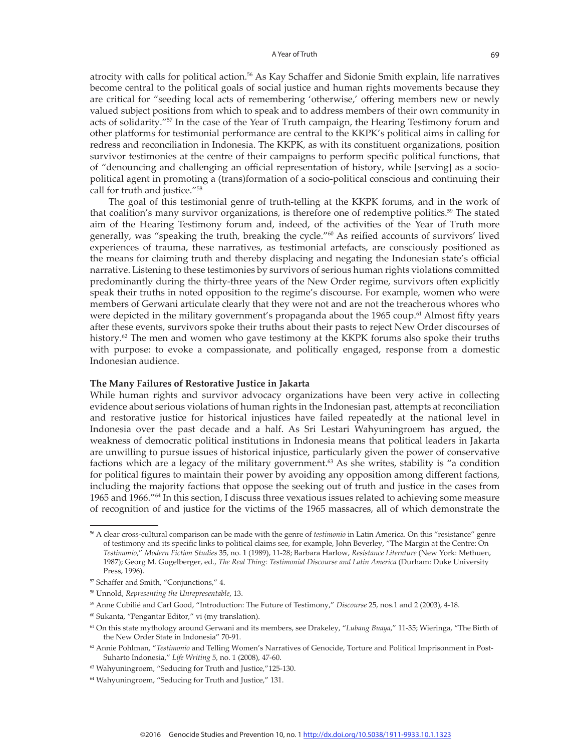atrocity with calls for political action.[56] As Kay Schaffer and Sidonie Smith explain, life narratives become central to the political goals of social justice and human rights movements because they are critical for "seeding local acts of remembering 'otherwise,' offering members new or newly valued subject positions from which to speak and to address members of their own community in acts of solidarity."[57] In the case of the Year of Truth campaign, the Hearing Testimony forum and other platforms for testimonial performance are central to the KKPK's political aims in calling for redress and reconciliation in Indonesia. The KKPK, as with its constituent organizations, position survivor testimonies at the centre of their campaigns to perform specific political functions, that of "denouncing and challenging an official representation of history, while [serving] as a socio-political agent in promoting a (trans)formation of a socio-political conscious and continuing their call for truth and justice."[58]

The goal of this testimonial genre of truth-telling at the KKPK forums, and in the work of that coalition's many survivor organizations, is therefore one of redemptive politics.[59] The stated aim of the Hearing Testimony forum and, indeed, of the activities of the Year of Truth more generally, was "speaking the truth, breaking the cycle."[60] As reified accounts of survivors' lived experiences of trauma, these narratives, as testimonial artefacts, are consciously positioned as the means for claiming truth and thereby displacing and negating the Indonesian state's official narrative. Listening to these testimonies by survivors of serious human rights violations committed predominantly during the thirty-three years of the New Order regime, survivors often explicitly speak their truths in noted opposition to the regime's discourse. For example, women who were members of Gerwani articulate clearly that they were not and are not the treacherous whores who were depicted in the military government's propaganda about the 1965 coup.[61] Almost fifty years after these events, survivors spoke their truths about their pasts to reject New Order discourses of history.[62] The men and women who gave testimony at the KKPK forums also spoke their truths with purpose: to evoke a compassionate, and politically engaged, response from a domestic Indonesian audience.

**The Many Failures of Restorative Justice in Jakarta**

While human rights and survivor advocacy organizations have been very active in collecting evidence about serious violations of human rights in the Indonesian past, attempts at reconciliation and restorative justice for historical injustices have failed repeatedly at the national level in Indonesia over the past decade and a half. As Sri Lestari Wahyuningroem has argued, the weakness of democratic political institutions in Indonesia means that political leaders in Jakarta are unwilling to pursue issues of historical injustice, particularly given the power of conservative factions which are a legacy of the military government.[63] As she writes, stability is "a condition for political figures to maintain their power by avoiding any opposition among different factions, including the majority factions that oppose the seeking out of truth and justice in the cases from 1965 and 1966."[64] In this section, I discuss three vexatious issues related to achieving some measure of recognition of and justice for the victims of the 1965 massacres, all of which demonstrate the

---

[56] A clear cross-cultural comparison can be made with the genre of *testimonio* in Latin America. On this "resistance" genre of testimony and its specific links to political claims see, for example, John Beverley, "The Margin at the Centre: On *Testimonio*," *Modern Fiction Studies* 35, no. 1 (1989), 11-28; Barbara Harlow, *Resistance Literature* (New York: Methuen, 1987); Georg M. Gugelberger, ed., *The Real Thing: Testimonial Discourse and Latin America* (Durham: Duke University Press, 1996).

[57] Schaffer and Smith, "Conjunctions," 4.

[58] Unnold, *Representing the Unrepresentable*, 13.

[59] Anne Cubilié and Carl Good, "Introduction: The Future of Testimony," *Discourse* 25, nos.1 and 2 (2003), 4-18.

[60] Sukanta, "Pengantar Editor," vi (my translation).

[61] On this state mythology around Gerwani and its members, see Drakeley, "*Lubang Buaya*," 11-35; Wieringa, "The Birth of the New Order State in Indonesia" 70-91.

[62] Annie Pohlman, "*Testimonio* and Telling Women's Narratives of Genocide, Torture and Political Imprisonment in Post-Suharto Indonesia," *Life Writing* 5, no. 1 (2008), 47-60.

[63] Wahyuningroem, "Seducing for Truth and Justice,"125-130.

[64] Wahyuningroem, "Seducing for Truth and Justice," 131.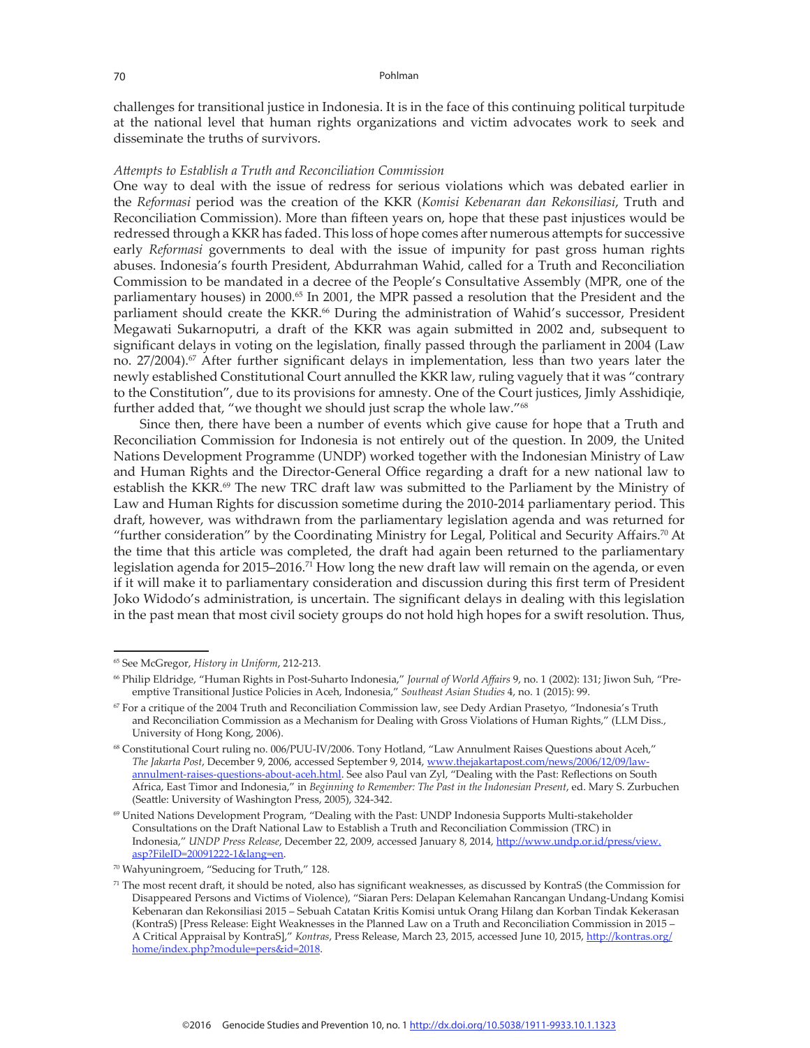challenges for transitional justice in Indonesia. It is in the face of this continuing political turpitude at the national level that human rights organizations and victim advocates work to seek and disseminate the truths of survivors.

*Attempts to Establish a Truth and Reconciliation Commission*

One way to deal with the issue of redress for serious violations which was debated earlier in the *Reformasi* period was the creation of the KKR (*Komisi Kebenaran dan Rekonsiliasi*, Truth and Reconciliation Commission). More than fifteen years on, hope that these past injustices would be redressed through a KKR has faded. This loss of hope comes after numerous attempts for successive early *Reformasi* governments to deal with the issue of impunity for past gross human rights abuses. Indonesia's fourth President, Abdurrahman Wahid, called for a Truth and Reconciliation Commission to be mandated in a decree of the People's Consultative Assembly (MPR, one of the parliamentary houses) in 2000.[65] In 2001, the MPR passed a resolution that the President and the parliament should create the KKR.[66] During the administration of Wahid's successor, President Megawati Sukarnoputri, a draft of the KKR was again submitted in 2002 and, subsequent to significant delays in voting on the legislation, finally passed through the parliament in 2004 (Law no. 27/2004).[67] After further significant delays in implementation, less than two years later the newly established Constitutional Court annulled the KKR law, ruling vaguely that it was "contrary to the Constitution", due to its provisions for amnesty. One of the Court justices, Jimly Asshidiqie, further added that, "we thought we should just scrap the whole law."[68]

Since then, there have been a number of events which give cause for hope that a Truth and Reconciliation Commission for Indonesia is not entirely out of the question. In 2009, the United Nations Development Programme (UNDP) worked together with the Indonesian Ministry of Law and Human Rights and the Director-General Office regarding a draft for a new national law to establish the KKR.[69] The new TRC draft law was submitted to the Parliament by the Ministry of Law and Human Rights for discussion sometime during the 2010-2014 parliamentary period. This draft, however, was withdrawn from the parliamentary legislation agenda and was returned for "further consideration" by the Coordinating Ministry for Legal, Political and Security Affairs.[70] At the time that this article was completed, the draft had again been returned to the parliamentary legislation agenda for 2015–2016.[71] How long the new draft law will remain on the agenda, or even if it will make it to parliamentary consideration and discussion during this first term of President Joko Widodo's administration, is uncertain. The significant delays in dealing with this legislation in the past mean that most civil society groups do not hold high hopes for a swift resolution. Thus,

---

[65] See McGregor, *History in Uniform*, 212-213.

[66] Philip Eldridge, "Human Rights in Post-Suharto Indonesia," *Journal of World Affairs* 9, no. 1 (2002): 131; Jiwon Suh, "Pre-emptive Transitional Justice Policies in Aceh, Indonesia," *Southeast Asian Studies* 4, no. 1 (2015): 99.

[67] For a critique of the 2004 Truth and Reconciliation Commission law, see Dedy Ardian Prasetyo, "Indonesia's Truth and Reconciliation Commission as a Mechanism for Dealing with Gross Violations of Human Rights," (LLM Diss., University of Hong Kong, 2006).

[68] Constitutional Court ruling no. 006/PUU-IV/2006. Tony Hotland, "Law Annulment Raises Questions about Aceh," *The Jakarta Post*, December 9, 2006, accessed September 9, 2014, www.thejakartapost.com/news/2006/12/09/law-annulment-raises-questions-about-aceh.html. See also Paul van Zyl, "Dealing with the Past: Reflections on South Africa, East Timor and Indonesia," in *Beginning to Remember: The Past in the Indonesian Present*, ed. Mary S. Zurbuchen (Seattle: University of Washington Press, 2005), 324-342.

[69] United Nations Development Program, "Dealing with the Past: UNDP Indonesia Supports Multi-stakeholder Consultations on the Draft National Law to Establish a Truth and Reconciliation Commission (TRC) in Indonesia," *UNDP Press Release*, December 22, 2009, accessed January 8, 2014, http://www.undp.or.id/press/view.asp?FileID=20091222-1&lang=en.

[70] Wahyuningroem, "Seducing for Truth," 128.

[71] The most recent draft, it should be noted, also has significant weaknesses, as discussed by KontraS (the Commission for Disappeared Persons and Victims of Violence), "Siaran Pers: Delapan Kelemahan Rancangan Undang-Undang Komisi Kebenaran dan Rekonsiliasi 2015 – Sebuah Catatan Kritis Komisi untuk Orang Hilang dan Korban Tindak Kekerasan (KontraS) [Press Release: Eight Weaknesses in the Planned Law on a Truth and Reconciliation Commission in 2015 – A Critical Appraisal by KontraS]," *Kontras*, Press Release, March 23, 2015, accessed June 10, 2015, http://kontras.org/home/index.php?module=pers&id=2018.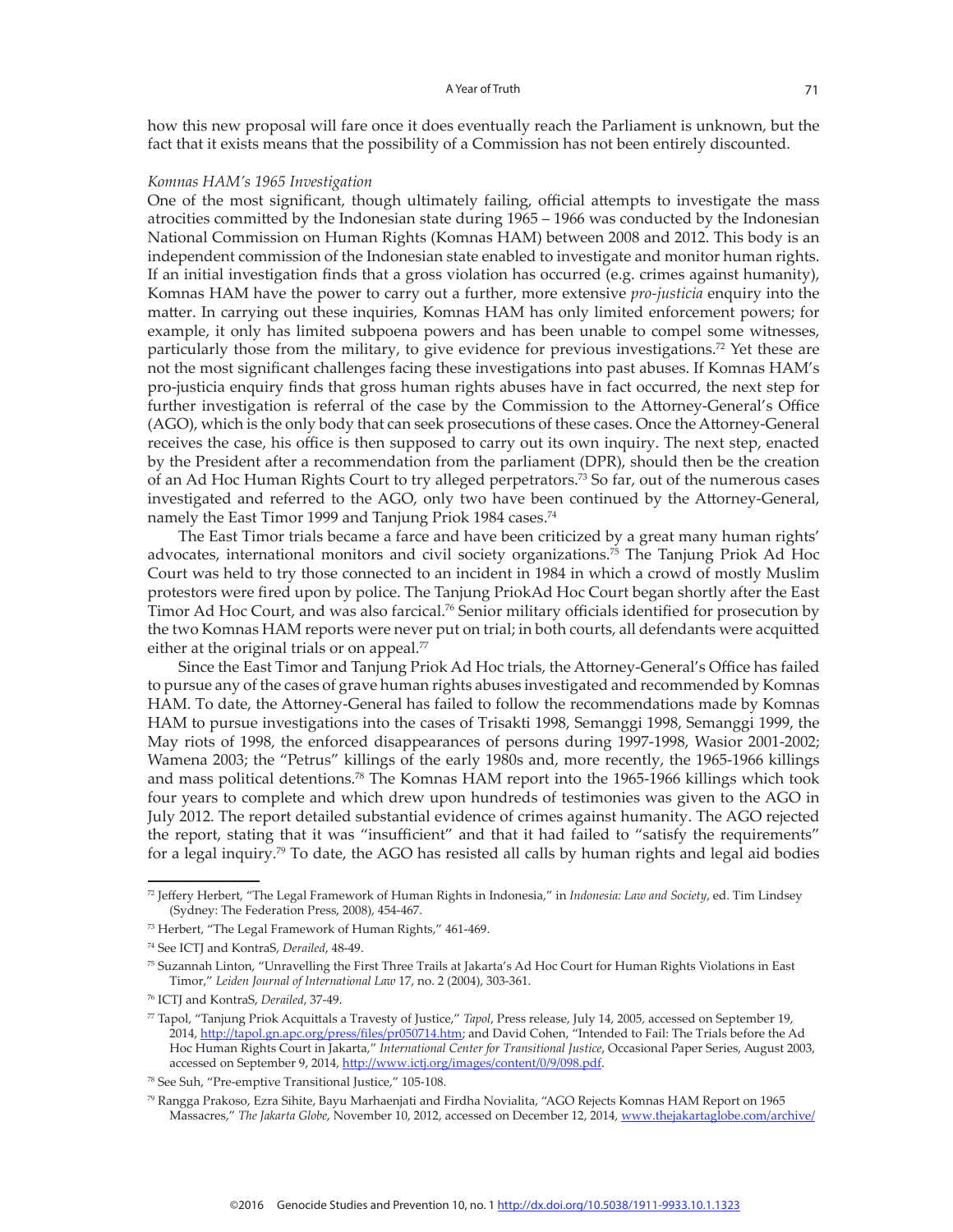how this new proposal will fare once it does eventually reach the Parliament is unknown, but the fact that it exists means that the possibility of a Commission has not been entirely discounted.

*Komnas HAM's 1965 Investigation*

One of the most significant, though ultimately failing, official attempts to investigate the mass atrocities committed by the Indonesian state during 1965 – 1966 was conducted by the Indonesian National Commission on Human Rights (Komnas HAM) between 2008 and 2012. This body is an independent commission of the Indonesian state enabled to investigate and monitor human rights. If an initial investigation finds that a gross violation has occurred (e.g. crimes against humanity), Komnas HAM have the power to carry out a further, more extensive *pro-justicia* enquiry into the matter. In carrying out these inquiries, Komnas HAM has only limited enforcement powers; for example, it only has limited subpoena powers and has been unable to compel some witnesses, particularly those from the military, to give evidence for previous investigations.[72] Yet these are not the most significant challenges facing these investigations into past abuses. If Komnas HAM's pro-justicia enquiry finds that gross human rights abuses have in fact occurred, the next step for further investigation is referral of the case by the Commission to the Attorney-General's Office (AGO), which is the only body that can seek prosecutions of these cases. Once the Attorney-General receives the case, his office is then supposed to carry out its own inquiry. The next step, enacted by the President after a recommendation from the parliament (DPR), should then be the creation of an Ad Hoc Human Rights Court to try alleged perpetrators.[73] So far, out of the numerous cases investigated and referred to the AGO, only two have been continued by the Attorney-General, namely the East Timor 1999 and Tanjung Priok 1984 cases.[74]

The East Timor trials became a farce and have been criticized by a great many human rights' advocates, international monitors and civil society organizations.[75] The Tanjung Priok Ad Hoc Court was held to try those connected to an incident in 1984 in which a crowd of mostly Muslim protestors were fired upon by police. The Tanjung PriokAd Hoc Court began shortly after the East Timor Ad Hoc Court, and was also farcical.[76] Senior military officials identified for prosecution by the two Komnas HAM reports were never put on trial; in both courts, all defendants were acquitted either at the original trials or on appeal.[77]

Since the East Timor and Tanjung Priok Ad Hoc trials, the Attorney-General's Office has failed to pursue any of the cases of grave human rights abuses investigated and recommended by Komnas HAM. To date, the Attorney-General has failed to follow the recommendations made by Komnas HAM to pursue investigations into the cases of Trisakti 1998, Semanggi 1998, Semanggi 1999, the May riots of 1998, the enforced disappearances of persons during 1997-1998, Wasior 2001-2002; Wamena 2003; the "Petrus" killings of the early 1980s and, more recently, the 1965-1966 killings and mass political detentions.[78] The Komnas HAM report into the 1965-1966 killings which took four years to complete and which drew upon hundreds of testimonies was given to the AGO in July 2012. The report detailed substantial evidence of crimes against humanity. The AGO rejected the report, stating that it was "insufficient" and that it had failed to "satisfy the requirements" for a legal inquiry.[79] To date, the AGO has resisted all calls by human rights and legal aid bodies

---

[72] Jeffery Herbert, "The Legal Framework of Human Rights in Indonesia," in *Indonesia: Law and Society*, ed. Tim Lindsey (Sydney: The Federation Press, 2008), 454-467.

[73] Herbert, "The Legal Framework of Human Rights," 461-469.

[74] See ICTJ and KontraS, *Derailed*, 48-49.

[75] Suzannah Linton, "Unravelling the First Three Trails at Jakarta's Ad Hoc Court for Human Rights Violations in East Timor," *Leiden Journal of International Law* 17, no. 2 (2004), 303-361.

[76] ICTJ and KontraS, *Derailed*, 37-49.

[77] Tapol, "Tanjung Priok Acquittals a Travesty of Justice," *Tapol*, Press release, July 14, 2005, accessed on September 19, 2014, http://tapol.gn.apc.org/press/files/pr050714.htm; and David Cohen, "Intended to Fail: The Trials before the Ad Hoc Human Rights Court in Jakarta," *International Center for Transitional Justice*, Occasional Paper Series, August 2003, accessed on September 9, 2014, http://www.ictj.org/images/content/0/9/098.pdf.

[78] See Suh, "Pre-emptive Transitional Justice," 105-108.

[79] Rangga Prakoso, Ezra Sihite, Bayu Marhaenjati and Firdha Novialita, "AGO Rejects Komnas HAM Report on 1965 Massacres," *The Jakarta Globe*, November 10, 2012, accessed on December 12, 2014, www.thejakartaglobe.com/archive/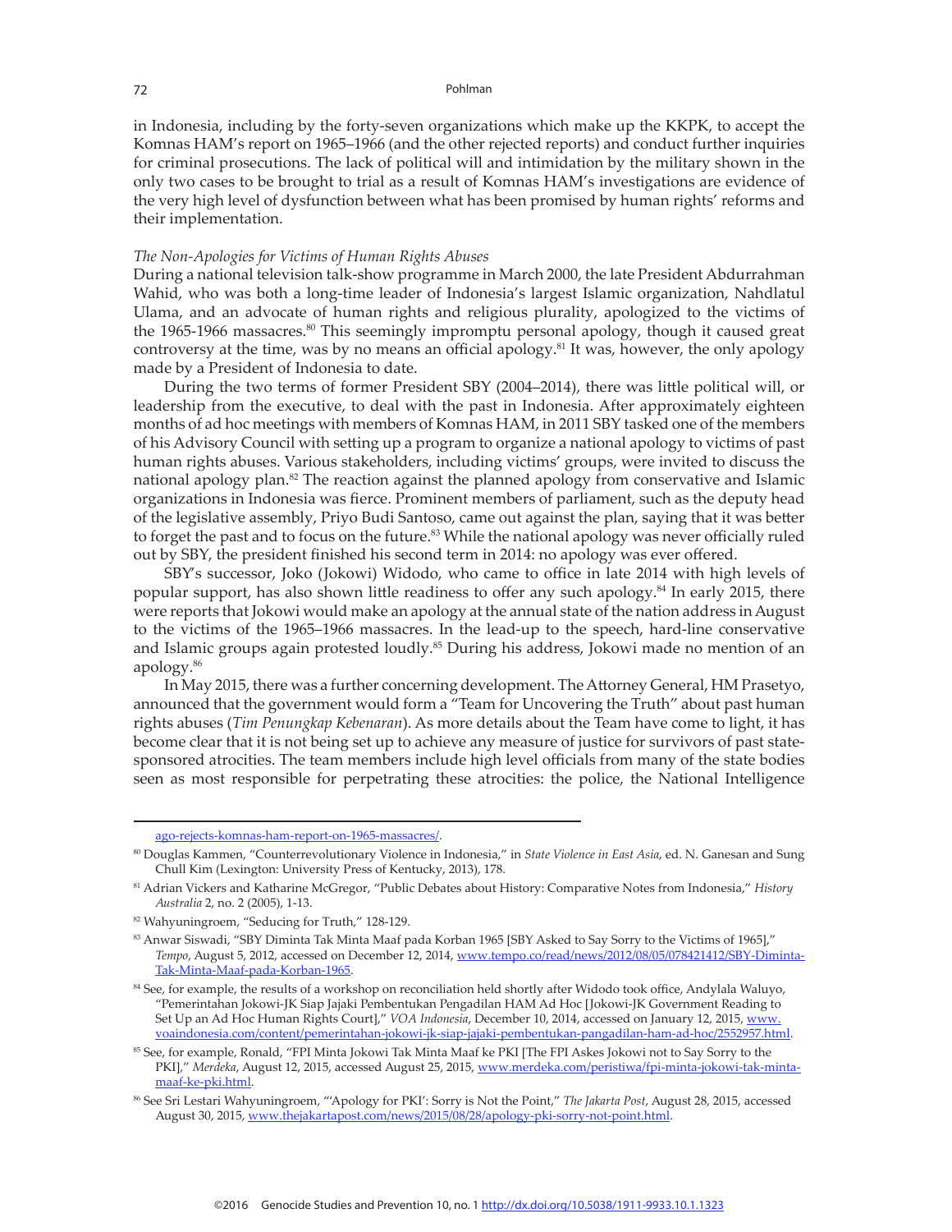in Indonesia, including by the forty-seven organizations which make up the KKPK, to accept the Komnas HAM's report on 1965–1966 (and the other rejected reports) and conduct further inquiries for criminal prosecutions. The lack of political will and intimidation by the military shown in the only two cases to be brought to trial as a result of Komnas HAM's investigations are evidence of the very high level of dysfunction between what has been promised by human rights' reforms and their implementation.

*The Non-Apologies for Victims of Human Rights Abuses*

During a national television talk-show programme in March 2000, the late President Abdurrahman Wahid, who was both a long-time leader of Indonesia's largest Islamic organization, Nahdlatul Ulama, and an advocate of human rights and religious plurality, apologized to the victims of the 1965-1966 massacres.[80] This seemingly impromptu personal apology, though it caused great controversy at the time, was by no means an official apology.[81] It was, however, the only apology made by a President of Indonesia to date.

During the two terms of former President SBY (2004–2014), there was little political will, or leadership from the executive, to deal with the past in Indonesia. After approximately eighteen months of ad hoc meetings with members of Komnas HAM, in 2011 SBY tasked one of the members of his Advisory Council with setting up a program to organize a national apology to victims of past human rights abuses. Various stakeholders, including victims' groups, were invited to discuss the national apology plan.[82] The reaction against the planned apology from conservative and Islamic organizations in Indonesia was fierce. Prominent members of parliament, such as the deputy head of the legislative assembly, Priyo Budi Santoso, came out against the plan, saying that it was better to forget the past and to focus on the future.[83] While the national apology was never officially ruled out by SBY, the president finished his second term in 2014: no apology was ever offered.

SBY's successor, Joko (Jokowi) Widodo, who came to office in late 2014 with high levels of popular support, has also shown little readiness to offer any such apology.[84] In early 2015, there were reports that Jokowi would make an apology at the annual state of the nation address in August to the victims of the 1965–1966 massacres. In the lead-up to the speech, hard-line conservative and Islamic groups again protested loudly.[85] During his address, Jokowi made no mention of an apology.[86]

In May 2015, there was a further concerning development. The Attorney General, HM Prasetyo, announced that the government would form a "Team for Uncovering the Truth" about past human rights abuses (*Tim Penungkap Kebenaran*). As more details about the Team have come to light, it has become clear that it is not being set up to achieve any measure of justice for survivors of past state-sponsored atrocities. The team members include high level officials from many of the state bodies seen as most responsible for perpetrating these atrocities: the police, the National Intelligence

---

ago-rejects-komnas-ham-report-on-1965-massacres/.

[80] Douglas Kammen, "Counterrevolutionary Violence in Indonesia," in *State Violence in East Asia*, ed. N. Ganesan and Sung Chull Kim (Lexington: University Press of Kentucky, 2013), 178.

[81] Adrian Vickers and Katharine McGregor, "Public Debates about History: Comparative Notes from Indonesia," *History Australia* 2, no. 2 (2005), 1-13.

[82] Wahyuningroem, "Seducing for Truth," 128-129.

[83] Anwar Siswadi, "SBY Diminta Tak Minta Maaf pada Korban 1965 [SBY Asked to Say Sorry to the Victims of 1965]," *Tempo*, August 5, 2012, accessed on December 12, 2014, www.tempo.co/read/news/2012/08/05/078421412/SBY-Diminta-Tak-Minta-Maaf-pada-Korban-1965.

[84] See, for example, the results of a workshop on reconciliation held shortly after Widodo took office, Andylala Waluyo, "Pemerintahan Jokowi-JK Siap Jajaki Pembentukan Pengadilan HAM Ad Hoc [Jokowi-JK Government Reading to Set Up an Ad Hoc Human Rights Court]," *VOA Indonesia*, December 10, 2014, accessed on January 12, 2015, www.voaindonesia.com/content/pemerintahan-jokowi-jk-siap-jajaki-pembentukan-pangadilan-ham-ad-hoc/2552957.html.

[85] See, for example, Ronald, "FPI Minta Jokowi Tak Minta Maaf ke PKI [The FPI Askes Jokowi not to Say Sorry to the PKI]," *Merdeka*, August 12, 2015, accessed August 25, 2015, www.merdeka.com/peristiwa/fpi-minta-jokowi-tak-minta-maaf-ke-pki.html.

[86] See Sri Lestari Wahyuningroem, "'Apology for PKI': Sorry is Not the Point," *The Jakarta Post*, August 28, 2015, accessed August 30, 2015, www.thejakartapost.com/news/2015/08/28/apology-pki-sorry-not-point.html.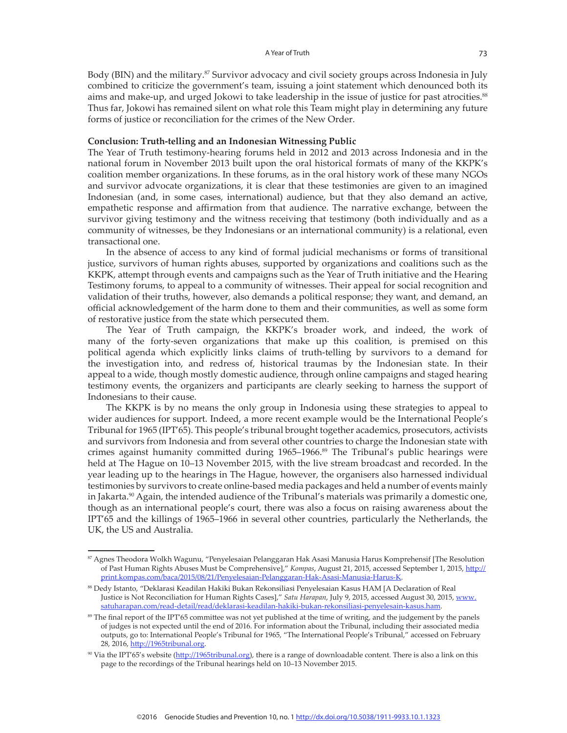Body (BIN) and the military.[87] Survivor advocacy and civil society groups across Indonesia in July combined to criticize the government's team, issuing a joint statement which denounced both its aims and make-up, and urged Jokowi to take leadership in the issue of justice for past atrocities.[88] Thus far, Jokowi has remained silent on what role this Team might play in determining any future forms of justice or reconciliation for the crimes of the New Order.

**Conclusion: Truth-telling and an Indonesian Witnessing Public**

The Year of Truth testimony-hearing forums held in 2012 and 2013 across Indonesia and in the national forum in November 2013 built upon the oral historical formats of many of the KKPK's coalition member organizations. In these forums, as in the oral history work of these many NGOs and survivor advocate organizations, it is clear that these testimonies are given to an imagined Indonesian (and, in some cases, international) audience, but that they also demand an active, empathetic response and affirmation from that audience. The narrative exchange, between the survivor giving testimony and the witness receiving that testimony (both individually and as a community of witnesses, be they Indonesians or an international community) is a relational, even transactional one.

In the absence of access to any kind of formal judicial mechanisms or forms of transitional justice, survivors of human rights abuses, supported by organizations and coalitions such as the KKPK, attempt through events and campaigns such as the Year of Truth initiative and the Hearing Testimony forums, to appeal to a community of witnesses. Their appeal for social recognition and validation of their truths, however, also demands a political response; they want, and demand, an official acknowledgement of the harm done to them and their communities, as well as some form of restorative justice from the state which persecuted them.

The Year of Truth campaign, the KKPK's broader work, and indeed, the work of many of the forty-seven organizations that make up this coalition, is premised on this political agenda which explicitly links claims of truth-telling by survivors to a demand for the investigation into, and redress of, historical traumas by the Indonesian state. In their appeal to a wide, though mostly domestic audience, through online campaigns and staged hearing testimony events, the organizers and participants are clearly seeking to harness the support of Indonesians to their cause.

The KKPK is by no means the only group in Indonesia using these strategies to appeal to wider audiences for support. Indeed, a more recent example would be the International People's Tribunal for 1965 (IPT'65). This people's tribunal brought together academics, prosecutors, activists and survivors from Indonesia and from several other countries to charge the Indonesian state with crimes against humanity committed during 1965–1966.[89] The Tribunal's public hearings were held at The Hague on 10–13 November 2015, with the live stream broadcast and recorded. In the year leading up to the hearings in The Hague, however, the organisers also harnessed individual testimonies by survivors to create online-based media packages and held a number of events mainly in Jakarta.[90] Again, the intended audience of the Tribunal's materials was primarily a domestic one, though as an international people's court, there was also a focus on raising awareness about the IPT'65 and the killings of 1965–1966 in several other countries, particularly the Netherlands, the UK, the US and Australia.

---

[87] Agnes Theodora Wolkh Wagunu, "Penyelesaian Pelanggaran Hak Asasi Manusia Harus Komprehensif [The Resolution of Past Human Rights Abuses Must be Comprehensive]," *Kompas*, August 21, 2015, accessed September 1, 2015, http://print.kompas.com/baca/2015/08/21/Penyelesaian-Pelanggaran-Hak-Asasi-Manusia-Harus-K.

[88] Dedy Istanto, "Deklarasi Keadilan Hakiki Bukan Rekonsiliasi Penyelesaian Kasus HAM [A Declaration of Real Justice is Not Reconciliation for Human Rights Cases]," *Satu Harapan*, July 9, 2015, accessed August 30, 2015, www.satuharapan.com/read-detail/read/deklarasi-keadilan-hakiki-bukan-rekonsiliasi-penyelesain-kasus.ham.

[89] The final report of the IPT'65 committee was not yet published at the time of writing, and the judgement by the panels of judges is not expected until the end of 2016. For information about the Tribunal, including their associated media outputs, go to: International People's Tribunal for 1965, "The International People's Tribunal," accessed on February 28, 2016, http://1965tribunal.org.

[90] Via the IPT'65's website (http://1965tribunal.org), there is a range of downloadable content. There is also a link on this page to the recordings of the Tribunal hearings held on 10–13 November 2015.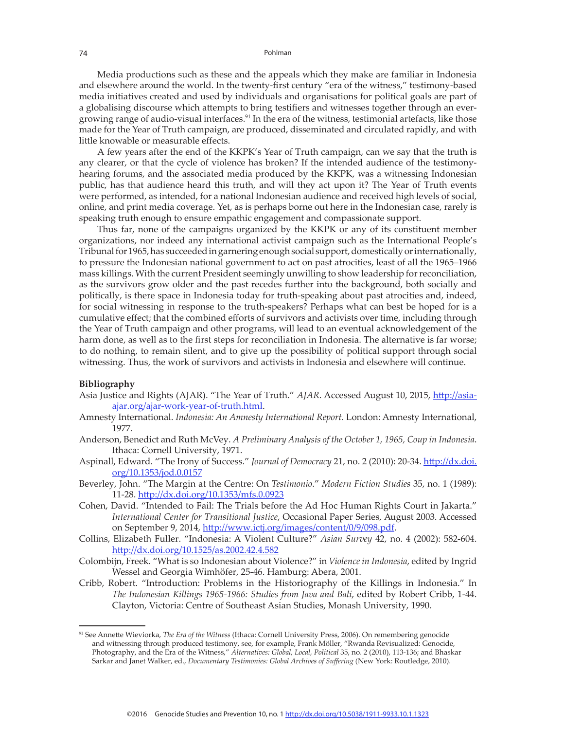Media productions such as these and the appeals which they make are familiar in Indonesia and elsewhere around the world. In the twenty-first century "era of the witness," testimony-based media initiatives created and used by individuals and organisations for political goals are part of a globalising discourse which attempts to bring testifiers and witnesses together through an ever-growing range of audio-visual interfaces.[91] In the era of the witness, testimonial artefacts, like those made for the Year of Truth campaign, are produced, disseminated and circulated rapidly, and with little knowable or measurable effects.

A few years after the end of the KKPK's Year of Truth campaign, can we say that the truth is any clearer, or that the cycle of violence has broken? If the intended audience of the testimony-hearing forums, and the associated media produced by the KKPK, was a witnessing Indonesian public, has that audience heard this truth, and will they act upon it? The Year of Truth events were performed, as intended, for a national Indonesian audience and received high levels of social, online, and print media coverage. Yet, as is perhaps borne out here in the Indonesian case, rarely is speaking truth enough to ensure empathic engagement and compassionate support.

Thus far, none of the campaigns organized by the KKPK or any of its constituent member organizations, nor indeed any international activist campaign such as the International People's Tribunal for 1965, has succeeded in garnering enough social support, domestically or internationally, to pressure the Indonesian national government to act on past atrocities, least of all the 1965–1966 mass killings. With the current President seemingly unwilling to show leadership for reconciliation, as the survivors grow older and the past recedes further into the background, both socially and politically, is there space in Indonesia today for truth-speaking about past atrocities and, indeed, for social witnessing in response to the truth-speakers? Perhaps what can best be hoped for is a cumulative effect; that the combined efforts of survivors and activists over time, including through the Year of Truth campaign and other programs, will lead to an eventual acknowledgement of the harm done, as well as to the first steps for reconciliation in Indonesia. The alternative is far worse; to do nothing, to remain silent, and to give up the possibility of political support through social witnessing. Thus, the work of survivors and activists in Indonesia and elsewhere will continue.

**Bibliography**

Asia Justice and Rights (AJAR). "The Year of Truth." *AJAR*. Accessed August 10, 2015, http://asia-ajar.org/ajar-work-year-of-truth.html.

Amnesty International. *Indonesia: An Amnesty International Report*. London: Amnesty International, 1977.

Anderson, Benedict and Ruth McVey. *A Preliminary Analysis of the October 1, 1965, Coup in Indonesia*. Ithaca: Cornell University, 1971.

Aspinall, Edward. "The Irony of Success." *Journal of Democracy* 21, no. 2 (2010): 20-34. http://dx.doi.org/10.1353/jod.0.0157

Beverley, John. "The Margin at the Centre: On *Testimonio*." *Modern Fiction Studies* 35, no. 1 (1989): 11-28. http://dx.doi.org/10.1353/mfs.0.0923

Cohen, David. "Intended to Fail: The Trials before the Ad Hoc Human Rights Court in Jakarta." *International Center for Transitional Justice*, Occasional Paper Series, August 2003. Accessed on September 9, 2014, http://www.ictj.org/images/content/0/9/098.pdf.

Collins, Elizabeth Fuller. "Indonesia: A Violent Culture?" *Asian Survey* 42, no. 4 (2002): 582-604. http://dx.doi.org/10.1525/as.2002.42.4.582

Colombijn, Freek. "What is so Indonesian about Violence?" in *Violence in Indonesia*, edited by Ingrid Wessel and Georgia Wimhöfer, 25-46. Hamburg: Abera, 2001.

Cribb, Robert. "Introduction: Problems in the Historiography of the Killings in Indonesia." In *The Indonesian Killings 1965-1966: Studies from Java and Bali*, edited by Robert Cribb, 1-44. Clayton, Victoria: Centre of Southeast Asian Studies, Monash University, 1990.

---

[91] See Annette Wieviorka, *The Era of the Witness* (Ithaca: Cornell University Press, 2006). On remembering genocide and witnessing through produced testimony, see, for example, Frank Möller, "Rwanda Revisualized: Genocide, Photography, and the Era of the Witness," *Alternatives: Global, Local, Political* 35, no. 2 (2010), 113-136; and Bhaskar Sarkar and Janet Walker, ed., *Documentary Testimonies: Global Archives of Suffering* (New York: Routledge, 2010).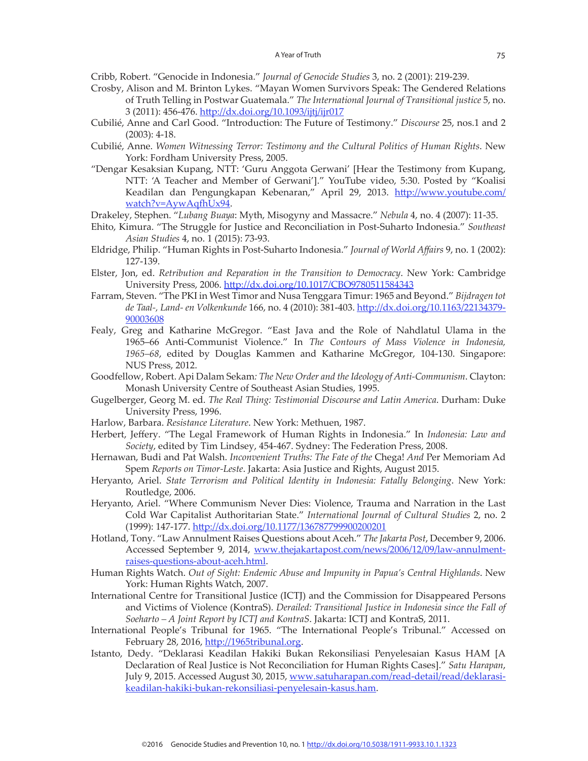Cribb, Robert. "Genocide in Indonesia." *Journal of Genocide Studies* 3, no. 2 (2001): 219-239.

Crosby, Alison and M. Brinton Lykes. "Mayan Women Survivors Speak: The Gendered Relations of Truth Telling in Postwar Guatemala." *The International Journal of Transitional justice* 5, no. 3 (2011): 456-476. http://dx.doi.org/10.1093/ijtj/ijr017

Cubilié, Anne and Carl Good. "Introduction: The Future of Testimony." *Discourse* 25, nos.1 and 2 (2003): 4-18.

Cubilié, Anne. *Women Witnessing Terror: Testimony and the Cultural Politics of Human Rights*. New York: Fordham University Press, 2005.

"Dengar Kesaksian Kupang, NTT: 'Guru Anggota Gerwani' [Hear the Testimony from Kupang, NTT: 'A Teacher and Member of Gerwani']." YouTube video, 5:30. Posted by "Koalisi Keadilan dan Pengungkapan Kebenaran," April 29, 2013. http://www.youtube.com/watch?v=AywAqfhUx94.

Drakeley, Stephen. "*Lubang Buaya*: Myth, Misogyny and Massacre." *Nebula* 4, no. 4 (2007): 11-35.

Ehito, Kimura. "The Struggle for Justice and Reconciliation in Post-Suharto Indonesia." *Southeast Asian Studies* 4, no. 1 (2015): 73-93.

Eldridge, Philip. "Human Rights in Post-Suharto Indonesia." *Journal of World Affairs* 9, no. 1 (2002): 127-139.

Elster, Jon, ed. *Retribution and Reparation in the Transition to Democracy*. New York: Cambridge University Press, 2006. http://dx.doi.org/10.1017/CBO9780511584343

Farram, Steven. "The PKI in West Timor and Nusa Tenggara Timur: 1965 and Beyond." *Bijdragen tot de Taal-, Land- en Volkenkunde* 166, no. 4 (2010): 381-403. http://dx.doi.org/10.1163/22134379-90003608

Fealy, Greg and Katharine McGregor. "East Java and the Role of Nahdlatul Ulama in the 1965–66 Anti-Communist Violence." In *The Contours of Mass Violence in Indonesia, 1965–68*, edited by Douglas Kammen and Katharine McGregor, 104-130. Singapore: NUS Press, 2012.

Goodfellow, Robert. Api Dalam Sekam*: The New Order and the Ideology of Anti-Communism*. Clayton: Monash University Centre of Southeast Asian Studies, 1995.

Gugelberger, Georg M. ed. *The Real Thing: Testimonial Discourse and Latin America*. Durham: Duke University Press, 1996.

Harlow, Barbara. *Resistance Literature*. New York: Methuen, 1987.

Herbert, Jeffery. "The Legal Framework of Human Rights in Indonesia." In *Indonesia: Law and Society*, edited by Tim Lindsey, 454-467. Sydney: The Federation Press, 2008.

Hernawan, Budi and Pat Walsh. *Inconvenient Truths: The Fate of the* Chega! *And* Per Memoriam Ad Spem *Reports on Timor-Leste*. Jakarta: Asia Justice and Rights, August 2015.

Heryanto, Ariel. *State Terrorism and Political Identity in Indonesia: Fatally Belonging*. New York: Routledge, 2006.

Heryanto, Ariel. "Where Communism Never Dies: Violence, Trauma and Narration in the Last Cold War Capitalist Authoritarian State." *International Journal of Cultural Studies* 2, no. 2 (1999): 147-177. http://dx.doi.org/10.1177/136787799900200201

Hotland, Tony. "Law Annulment Raises Questions about Aceh." *The Jakarta Post*, December 9, 2006. Accessed September 9, 2014, www.thejakartapost.com/news/2006/12/09/law-annulment-raises-questions-about-aceh.html.

Human Rights Watch. *Out of Sight: Endemic Abuse and Impunity in Papua's Central Highlands*. New York: Human Rights Watch, 2007.

International Centre for Transitional Justice (ICTJ) and the Commission for Disappeared Persons and Victims of Violence (KontraS). *Derailed: Transitional Justice in Indonesia since the Fall of Soeharto – A Joint Report by ICTJ and KontraS*. Jakarta: ICTJ and KontraS, 2011.

International People's Tribunal for 1965. "The International People's Tribunal." Accessed on February 28, 2016, http://1965tribunal.org.

Istanto, Dedy. "Deklarasi Keadilan Hakiki Bukan Rekonsiliasi Penyelesaian Kasus HAM [A Declaration of Real Justice is Not Reconciliation for Human Rights Cases]." *Satu Harapan*, July 9, 2015. Accessed August 30, 2015, www.satuharapan.com/read-detail/read/deklarasi-keadilan-hakiki-bukan-rekonsiliasi-penyelesain-kasus.ham.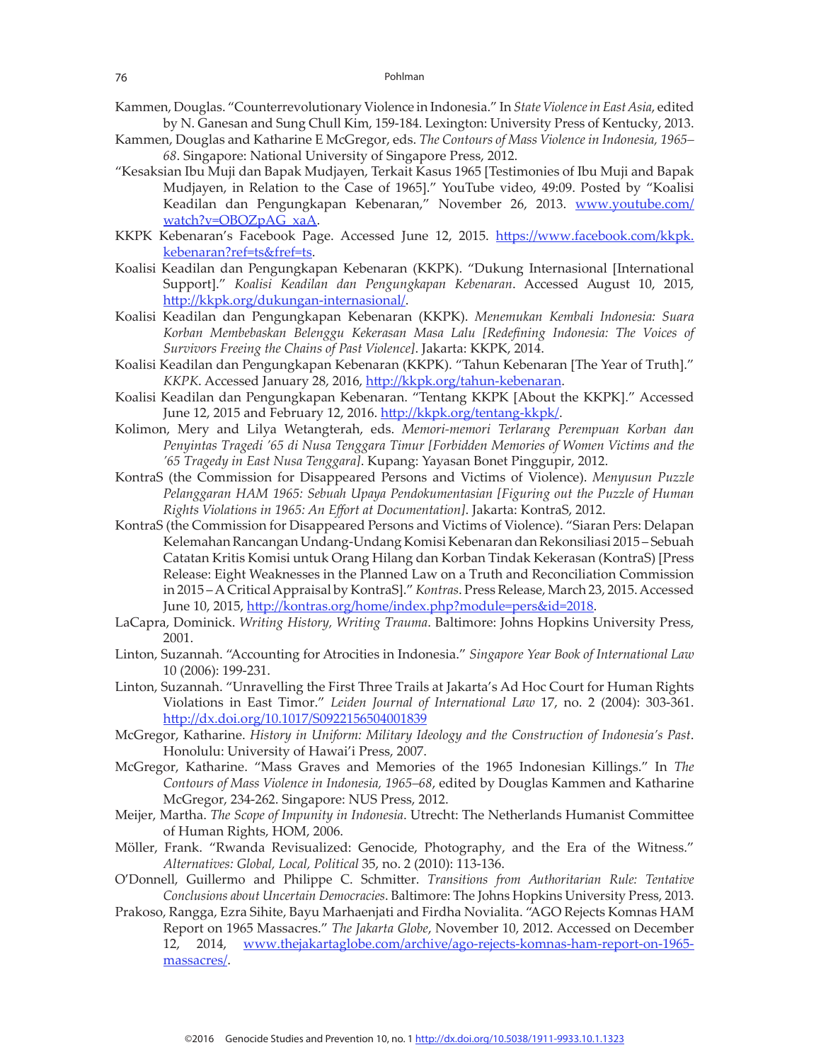Kammen, Douglas. "Counterrevolutionary Violence in Indonesia." In *State Violence in East Asia*, edited by N. Ganesan and Sung Chull Kim, 159-184. Lexington: University Press of Kentucky, 2013.

Kammen, Douglas and Katharine E McGregor, eds. *The Contours of Mass Violence in Indonesia, 1965–68*. Singapore: National University of Singapore Press, 2012.

"Kesaksian Ibu Muji dan Bapak Mudjayen, Terkait Kasus 1965 [Testimonies of Ibu Muji and Bapak Mudjayen, in Relation to the Case of 1965]." YouTube video, 49:09. Posted by "Koalisi Keadilan dan Pengungkapan Kebenaran," November 26, 2013. www.youtube.com/watch?v=OBOZpAG_xaA.

KKPK Kebenaran's Facebook Page. Accessed June 12, 2015. https://www.facebook.com/kkpk.kebenaran?ref=ts&fref=ts.

Koalisi Keadilan dan Pengungkapan Kebenaran (KKPK). "Dukung Internasional [International Support]." *Koalisi Keadilan dan Pengungkapan Kebenaran*. Accessed August 10, 2015, http://kkpk.org/dukungan-internasional/.

Koalisi Keadilan dan Pengungkapan Kebenaran (KKPK). *Menemukan Kembali Indonesia: Suara Korban Membebaskan Belenggu Kekerasan Masa Lalu [Redefining Indonesia: The Voices of Survivors Freeing the Chains of Past Violence]*. Jakarta: KKPK, 2014.

Koalisi Keadilan dan Pengungkapan Kebenaran (KKPK). "Tahun Kebenaran [The Year of Truth]." *KKPK*. Accessed January 28, 2016, http://kkpk.org/tahun-kebenaran.

Koalisi Keadilan dan Pengungkapan Kebenaran. "Tentang KKPK [About the KKPK]." Accessed June 12, 2015 and February 12, 2016. http://kkpk.org/tentang-kkpk/.

Kolimon, Mery and Lilya Wetangterah, eds. *Memori-memori Terlarang Perempuan Korban dan Penyintas Tragedi '65 di Nusa Tenggara Timur [Forbidden Memories of Women Victims and the '65 Tragedy in East Nusa Tenggara]*. Kupang: Yayasan Bonet Pinggupir, 2012.

KontraS (the Commission for Disappeared Persons and Victims of Violence). *Menyusun Puzzle Pelanggaran HAM 1965: Sebuah Upaya Pendokumentasian [Figuring out the Puzzle of Human Rights Violations in 1965: An Effort at Documentation]*. Jakarta: KontraS, 2012.

KontraS (the Commission for Disappeared Persons and Victims of Violence). "Siaran Pers: Delapan Kelemahan Rancangan Undang-Undang Komisi Kebenaran dan Rekonsiliasi 2015 – Sebuah Catatan Kritis Komisi untuk Orang Hilang dan Korban Tindak Kekerasan (KontraS) [Press Release: Eight Weaknesses in the Planned Law on a Truth and Reconciliation Commission in 2015 – A Critical Appraisal by KontraS]." *Kontras*. Press Release, March 23, 2015. Accessed June 10, 2015, http://kontras.org/home/index.php?module=pers&id=2018.

LaCapra, Dominick. *Writing History, Writing Trauma*. Baltimore: Johns Hopkins University Press, 2001.

Linton, Suzannah. "Accounting for Atrocities in Indonesia." *Singapore Year Book of International Law* 10 (2006): 199-231.

Linton, Suzannah. "Unravelling the First Three Trails at Jakarta's Ad Hoc Court for Human Rights Violations in East Timor." *Leiden Journal of International Law* 17, no. 2 (2004): 303-361. http://dx.doi.org/10.1017/S0922156504001839

McGregor, Katharine. *History in Uniform: Military Ideology and the Construction of Indonesia's Past*. Honolulu: University of Hawai'i Press, 2007.

McGregor, Katharine. "Mass Graves and Memories of the 1965 Indonesian Killings." In *The Contours of Mass Violence in Indonesia, 1965–68*, edited by Douglas Kammen and Katharine McGregor, 234-262. Singapore: NUS Press, 2012.

Meijer, Martha. *The Scope of Impunity in Indonesia*. Utrecht: The Netherlands Humanist Committee of Human Rights, HOM, 2006.

Möller, Frank. "Rwanda Revisualized: Genocide, Photography, and the Era of the Witness." *Alternatives: Global, Local, Political* 35, no. 2 (2010): 113-136.

O'Donnell, Guillermo and Philippe C. Schmitter. *Transitions from Authoritarian Rule: Tentative Conclusions about Uncertain Democracies*. Baltimore: The Johns Hopkins University Press, 2013.

Prakoso, Rangga, Ezra Sihite, Bayu Marhaenjati and Firdha Novialita. "AGO Rejects Komnas HAM Report on 1965 Massacres." *The Jakarta Globe*, November 10, 2012. Accessed on December 12, 2014, www.thejakartaglobe.com/archive/ago-rejects-komnas-ham-report-on-1965-massacres/.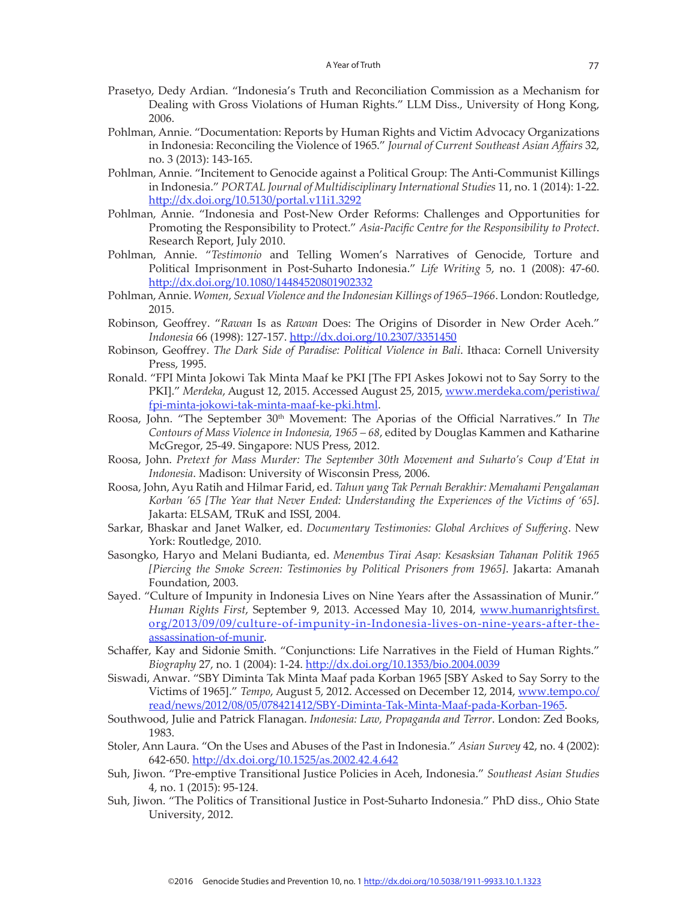Prasetyo, Dedy Ardian. "Indonesia's Truth and Reconciliation Commission as a Mechanism for Dealing with Gross Violations of Human Rights." LLM Diss., University of Hong Kong, 2006.

Pohlman, Annie. "Documentation: Reports by Human Rights and Victim Advocacy Organizations in Indonesia: Reconciling the Violence of 1965." *Journal of Current Southeast Asian Affairs* 32, no. 3 (2013): 143-165.

Pohlman, Annie. "Incitement to Genocide against a Political Group: The Anti-Communist Killings in Indonesia." *PORTAL Journal of Multidisciplinary International Studies* 11, no. 1 (2014): 1-22. http://dx.doi.org/10.5130/portal.v11i1.3292

Pohlman, Annie. "Indonesia and Post-New Order Reforms: Challenges and Opportunities for Promoting the Responsibility to Protect." *Asia-Pacific Centre for the Responsibility to Protect*. Research Report, July 2010.

Pohlman, Annie. "*Testimonio* and Telling Women's Narratives of Genocide, Torture and Political Imprisonment in Post-Suharto Indonesia." *Life Writing* 5, no. 1 (2008): 47-60. http://dx.doi.org/10.1080/14484520801902332

Pohlman, Annie. *Women, Sexual Violence and the Indonesian Killings of 1965–1966*. London: Routledge, 2015.

Robinson, Geoffrey. "*Rawan* Is as *Rawan* Does: The Origins of Disorder in New Order Aceh." *Indonesia* 66 (1998): 127-157. http://dx.doi.org/10.2307/3351450

Robinson, Geoffrey. *The Dark Side of Paradise: Political Violence in Bali*. Ithaca: Cornell University Press, 1995.

Ronald. "FPI Minta Jokowi Tak Minta Maaf ke PKI [The FPI Askes Jokowi not to Say Sorry to the PKI]." *Merdeka*, August 12, 2015. Accessed August 25, 2015, www.merdeka.com/peristiwa/fpi-minta-jokowi-tak-minta-maaf-ke-pki.html.

Roosa, John. "The September 30th Movement: The Aporias of the Official Narratives." In *The Contours of Mass Violence in Indonesia, 1965 – 68*, edited by Douglas Kammen and Katharine McGregor, 25-49. Singapore: NUS Press, 2012.

Roosa, John. *Pretext for Mass Murder: The September 30th Movement and Suharto's Coup d'Etat in Indonesia*. Madison: University of Wisconsin Press, 2006.

Roosa, John, Ayu Ratih and Hilmar Farid, ed. *Tahun yang Tak Pernah Berakhir: Memahami Pengalaman Korban '65 [The Year that Never Ended: Understanding the Experiences of the Victims of '65]*. Jakarta: ELSAM, TRuK and ISSI, 2004.

Sarkar, Bhaskar and Janet Walker, ed. *Documentary Testimonies: Global Archives of Suffering*. New York: Routledge, 2010.

Sasongko, Haryo and Melani Budianta, ed. *Menembus Tirai Asap: Kesasksian Tahanan Politik 1965 [Piercing the Smoke Screen: Testimonies by Political Prisoners from 1965]*. Jakarta: Amanah Foundation, 2003.

Sayed. "Culture of Impunity in Indonesia Lives on Nine Years after the Assassination of Munir." *Human Rights First*, September 9, 2013. Accessed May 10, 2014, www.humanrightsfirst.org/2013/09/09/culture-of-impunity-in-Indonesia-lives-on-nine-years-after-the-assassination-of-munir.

Schaffer, Kay and Sidonie Smith. "Conjunctions: Life Narratives in the Field of Human Rights." *Biography* 27, no. 1 (2004): 1-24. http://dx.doi.org/10.1353/bio.2004.0039

Siswadi, Anwar. "SBY Diminta Tak Minta Maaf pada Korban 1965 [SBY Asked to Say Sorry to the Victims of 1965]." *Tempo*, August 5, 2012. Accessed on December 12, 2014, www.tempo.co/read/news/2012/08/05/078421412/SBY-Diminta-Tak-Minta-Maaf-pada-Korban-1965.

Southwood, Julie and Patrick Flanagan. *Indonesia: Law, Propaganda and Terror*. London: Zed Books, 1983.

Stoler, Ann Laura. "On the Uses and Abuses of the Past in Indonesia." *Asian Survey* 42, no. 4 (2002): 642-650. http://dx.doi.org/10.1525/as.2002.42.4.642

Suh, Jiwon. "Pre-emptive Transitional Justice Policies in Aceh, Indonesia." *Southeast Asian Studies* 4, no. 1 (2015): 95-124.

Suh, Jiwon. "The Politics of Transitional Justice in Post-Suharto Indonesia." PhD diss., Ohio State University, 2012.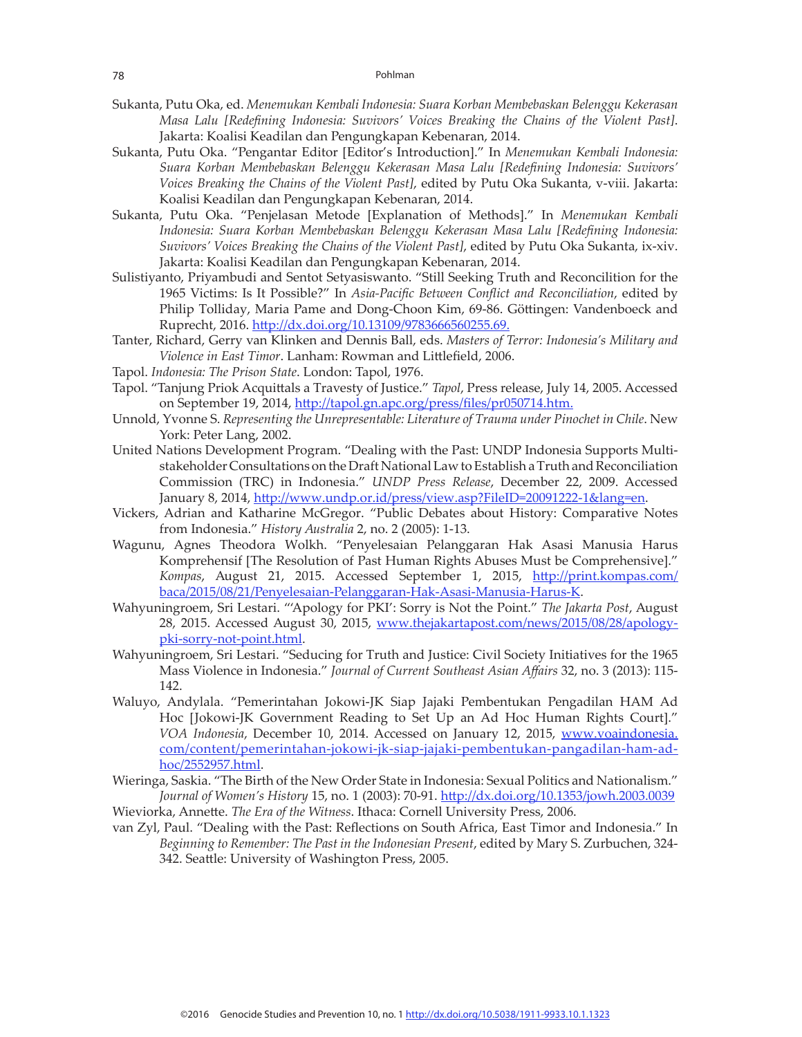Sukanta, Putu Oka, ed. *Menemukan Kembali Indonesia: Suara Korban Membebaskan Belenggu Kekerasan Masa Lalu [Redefining Indonesia: Suvivors' Voices Breaking the Chains of the Violent Past]*. Jakarta: Koalisi Keadilan dan Pengungkapan Kebenaran, 2014.

Sukanta, Putu Oka. "Pengantar Editor [Editor's Introduction]." In *Menemukan Kembali Indonesia: Suara Korban Membebaskan Belenggu Kekerasan Masa Lalu [Redefining Indonesia: Suvivors' Voices Breaking the Chains of the Violent Past]*, edited by Putu Oka Sukanta, v-viii. Jakarta: Koalisi Keadilan dan Pengungkapan Kebenaran, 2014.

Sukanta, Putu Oka. "Penjelasan Metode [Explanation of Methods]." In *Menemukan Kembali Indonesia: Suara Korban Membebaskan Belenggu Kekerasan Masa Lalu [Redefining Indonesia: Suvivors' Voices Breaking the Chains of the Violent Past]*, edited by Putu Oka Sukanta, ix-xiv. Jakarta: Koalisi Keadilan dan Pengungkapan Kebenaran, 2014.

Sulistiyanto, Priyambudi and Sentot Setyasiswanto. "Still Seeking Truth and Reconcilition for the 1965 Victims: Is It Possible?" In *Asia-Pacific Between Conflict and Reconciliation*, edited by Philip Tolliday, Maria Pame and Dong-Choon Kim, 69-86. Göttingen: Vandenboeck and Ruprecht, 2016. http://dx.doi.org/10.13109/9783666560255.69.

Tanter, Richard, Gerry van Klinken and Dennis Ball, eds. *Masters of Terror: Indonesia's Military and Violence in East Timor*. Lanham: Rowman and Littlefield, 2006.

Tapol. *Indonesia: The Prison State*. London: Tapol, 1976.

Tapol. "Tanjung Priok Acquittals a Travesty of Justice." *Tapol*, Press release, July 14, 2005. Accessed on September 19, 2014, http://tapol.gn.apc.org/press/files/pr050714.htm.

Unnold, Yvonne S. *Representing the Unrepresentable: Literature of Trauma under Pinochet in Chile*. New York: Peter Lang, 2002.

United Nations Development Program. "Dealing with the Past: UNDP Indonesia Supports Multi-stakeholder Consultations on the Draft National Law to Establish a Truth and Reconciliation Commission (TRC) in Indonesia." *UNDP Press Release*, December 22, 2009. Accessed January 8, 2014, http://www.undp.or.id/press/view.asp?FileID=20091222-1&lang=en.

Vickers, Adrian and Katharine McGregor. "Public Debates about History: Comparative Notes from Indonesia." *History Australia* 2, no. 2 (2005): 1-13.

Wagunu, Agnes Theodora Wolkh. "Penyelesaian Pelanggaran Hak Asasi Manusia Harus Komprehensif [The Resolution of Past Human Rights Abuses Must be Comprehensive]." *Kompas*, August 21, 2015. Accessed September 1, 2015, http://print.kompas.com/baca/2015/08/21/Penyelesaian-Pelanggaran-Hak-Asasi-Manusia-Harus-K.

Wahyuningroem, Sri Lestari. "'Apology for PKI': Sorry is Not the Point." *The Jakarta Post*, August 28, 2015. Accessed August 30, 2015, www.thejakartapost.com/news/2015/08/28/apology-pki-sorry-not-point.html.

Wahyuningroem, Sri Lestari. "Seducing for Truth and Justice: Civil Society Initiatives for the 1965 Mass Violence in Indonesia." *Journal of Current Southeast Asian Affairs* 32, no. 3 (2013): 115-142.

Waluyo, Andylala. "Pemerintahan Jokowi-JK Siap Jajaki Pembentukan Pengadilan HAM Ad Hoc [Jokowi-JK Government Reading to Set Up an Ad Hoc Human Rights Court]." *VOA Indonesia*, December 10, 2014. Accessed on January 12, 2015, www.voaindonesia.com/content/pemerintahan-jokowi-jk-siap-jajaki-pembentukan-pangadilan-ham-ad-hoc/2552957.html.

Wieringa, Saskia. "The Birth of the New Order State in Indonesia: Sexual Politics and Nationalism." *Journal of Women's History* 15, no. 1 (2003): 70-91. http://dx.doi.org/10.1353/jowh.2003.0039

Wieviorka, Annette. *The Era of the Witness*. Ithaca: Cornell University Press, 2006.

van Zyl, Paul. "Dealing with the Past: Reflections on South Africa, East Timor and Indonesia." In *Beginning to Remember: The Past in the Indonesian Present*, edited by Mary S. Zurbuchen, 324-342. Seattle: University of Washington Press, 2005.